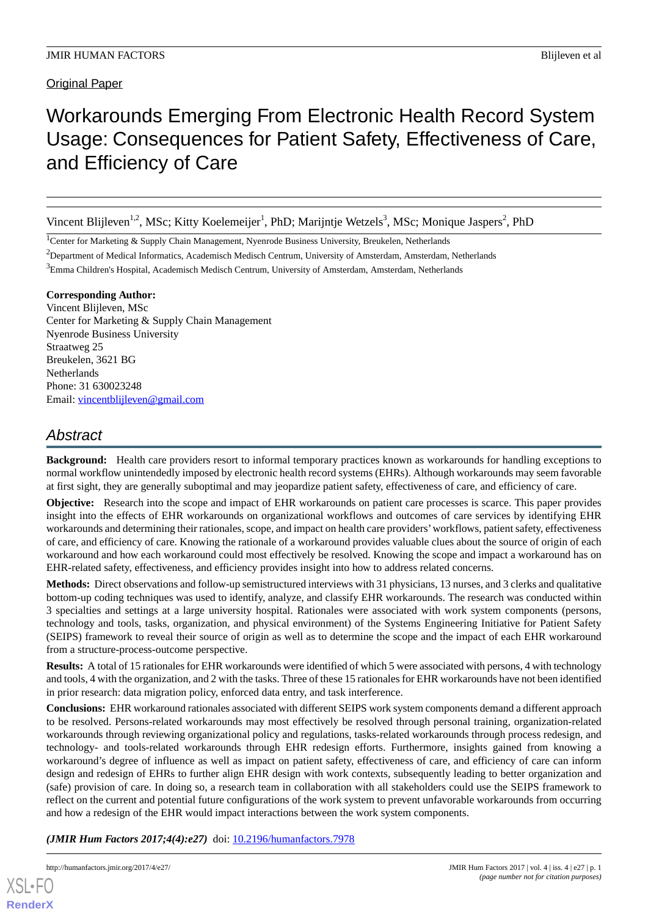Original Paper

# Workarounds Emerging From Electronic Health Record System Usage: Consequences for Patient Safety, Effectiveness of Care, and Efficiency of Care

Vincent Blijleven[1,2], MSc; Kitty Koelemeijer[1], PhD; Marijntje Wetzels[3], MSc; Monique Jaspers[2], PhD

[1]Center for Marketing & Supply Chain Management, Nyenrode Business University, Breukelen, Netherlands

[2]Department of Medical Informatics, Academisch Medisch Centrum, University of Amsterdam, Amsterdam, Netherlands

[3]Emma Children's Hospital, Academisch Medisch Centrum, University of Amsterdam, Amsterdam, Netherlands

**Corresponding Author:**
Vincent Blijleven, MSc
Center for Marketing & Supply Chain Management
Nyenrode Business University
Straatweg 25
Breukelen, 3621 BG
Netherlands
Phone: 31 630023248
Email: vincentblijleven@gmail.com

## Abstract

**Background:** Health care providers resort to informal temporary practices known as workarounds for handling exceptions to normal workflow unintendedly imposed by electronic health record systems (EHRs). Although workarounds may seem favorable at first sight, they are generally suboptimal and may jeopardize patient safety, effectiveness of care, and efficiency of care.

**Objective:** Research into the scope and impact of EHR workarounds on patient care processes is scarce. This paper provides insight into the effects of EHR workarounds on organizational workflows and outcomes of care services by identifying EHR workarounds and determining their rationales, scope, and impact on health care providers' workflows, patient safety, effectiveness of care, and efficiency of care. Knowing the rationale of a workaround provides valuable clues about the source of origin of each workaround and how each workaround could most effectively be resolved. Knowing the scope and impact a workaround has on EHR-related safety, effectiveness, and efficiency provides insight into how to address related concerns.

**Methods:** Direct observations and follow-up semistructured interviews with 31 physicians, 13 nurses, and 3 clerks and qualitative bottom-up coding techniques was used to identify, analyze, and classify EHR workarounds. The research was conducted within 3 specialties and settings at a large university hospital. Rationales were associated with work system components (persons, technology and tools, tasks, organization, and physical environment) of the Systems Engineering Initiative for Patient Safety (SEIPS) framework to reveal their source of origin as well as to determine the scope and the impact of each EHR workaround from a structure-process-outcome perspective.

**Results:** A total of 15 rationales for EHR workarounds were identified of which 5 were associated with persons, 4 with technology and tools, 4 with the organization, and 2 with the tasks. Three of these 15 rationales for EHR workarounds have not been identified in prior research: data migration policy, enforced data entry, and task interference.

**Conclusions:** EHR workaround rationales associated with different SEIPS work system components demand a different approach to be resolved. Persons-related workarounds may most effectively be resolved through personal training, organization-related workarounds through reviewing organizational policy and regulations, tasks-related workarounds through process redesign, and technology- and tools-related workarounds through EHR redesign efforts. Furthermore, insights gained from knowing a workaround's degree of influence as well as impact on patient safety, effectiveness of care, and efficiency of care can inform design and redesign of EHRs to further align EHR design with work contexts, subsequently leading to better organization and (safe) provision of care. In doing so, a research team in collaboration with all stakeholders could use the SEIPS framework to reflect on the current and potential future configurations of the work system to prevent unfavorable workarounds from occurring and how a redesign of the EHR would impact interactions between the work system components.

***(JMIR Hum Factors 2017;4(4):e27)*** doi: 10.2196/humanfactors.7978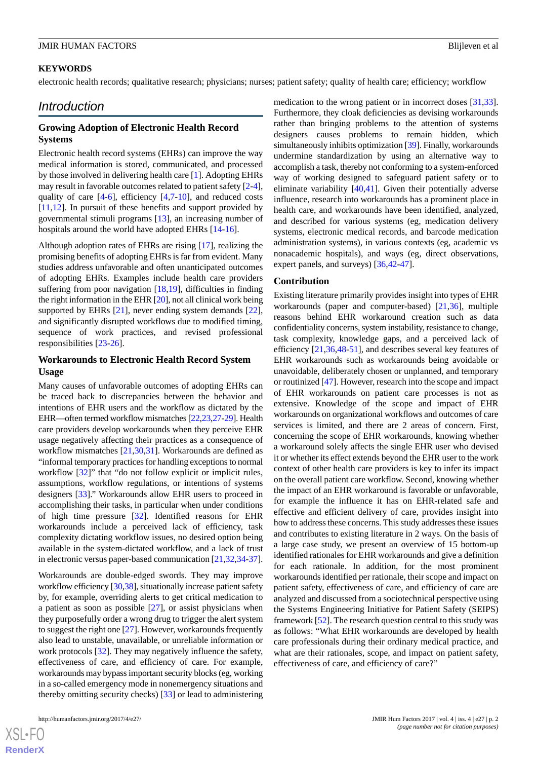**KEYWORDS**

electronic health records; qualitative research; physicians; nurses; patient safety; quality of health care; efficiency; workflow

## Introduction

### Growing Adoption of Electronic Health Record Systems

Electronic health record systems (EHRs) can improve the way medical information is stored, communicated, and processed by those involved in delivering health care [1]. Adopting EHRs may result in favorable outcomes related to patient safety [2-4], quality of care [4-6], efficiency [4,7-10], and reduced costs [11,12]. In pursuit of these benefits and support provided by governmental stimuli programs [13], an increasing number of hospitals around the world have adopted EHRs [14-16].

Although adoption rates of EHRs are rising [17], realizing the promising benefits of adopting EHRs is far from evident. Many studies address unfavorable and often unanticipated outcomes of adopting EHRs. Examples include health care providers suffering from poor navigation [18,19], difficulties in finding the right information in the EHR [20], not all clinical work being supported by EHRs [21], never ending system demands [22], and significantly disrupted workflows due to modified timing, sequence of work practices, and revised professional responsibilities [23-26].

### Workarounds to Electronic Health Record System Usage

Many causes of unfavorable outcomes of adopting EHRs can be traced back to discrepancies between the behavior and intentions of EHR users and the workflow as dictated by the EHR—often termed workflow mismatches [22,23,27-29]. Health care providers develop workarounds when they perceive EHR usage negatively affecting their practices as a consequence of workflow mismatches [21,30,31]. Workarounds are defined as "informal temporary practices for handling exceptions to normal workflow [32]" that "do not follow explicit or implicit rules, assumptions, workflow regulations, or intentions of systems designers [33]." Workarounds allow EHR users to proceed in accomplishing their tasks, in particular when under conditions of high time pressure [32]. Identified reasons for EHR workarounds include a perceived lack of efficiency, task complexity dictating workflow issues, no desired option being available in the system-dictated workflow, and a lack of trust in electronic versus paper-based communication [21,32,34-37].

Workarounds are double-edged swords. They may improve workflow efficiency [30,38], situationally increase patient safety by, for example, overriding alerts to get critical medication to a patient as soon as possible [27], or assist physicians when they purposefully order a wrong drug to trigger the alert system to suggest the right one [27]. However, workarounds frequently also lead to unstable, unavailable, or unreliable information or work protocols [32]. They may negatively influence the safety, effectiveness of care, and efficiency of care. For example, workarounds may bypass important security blocks (eg, working in a so-called emergency mode in nonemergency situations and thereby omitting security checks) [33] or lead to administering medication to the wrong patient or in incorrect doses [31,33]. Furthermore, they cloak deficiencies as devising workarounds rather than bringing problems to the attention of systems designers causes problems to remain hidden, which simultaneously inhibits optimization [39]. Finally, workarounds undermine standardization by using an alternative way to accomplish a task, thereby not conforming to a system-enforced way of working designed to safeguard patient safety or to eliminate variability [40,41]. Given their potentially adverse influence, research into workarounds has a prominent place in health care, and workarounds have been identified, analyzed, and described for various systems (eg, medication delivery systems, electronic medical records, and barcode medication administration systems), in various contexts (eg, academic vs nonacademic hospitals), and ways (eg, direct observations, expert panels, and surveys) [36,42-47].

### Contribution

Existing literature primarily provides insight into types of EHR workarounds (paper and computer-based) [21,36], multiple reasons behind EHR workaround creation such as data confidentiality concerns, system instability, resistance to change, task complexity, knowledge gaps, and a perceived lack of efficiency [21,36,48-51], and describes several key features of EHR workarounds such as workarounds being avoidable or unavoidable, deliberately chosen or unplanned, and temporary or routinized [47]. However, research into the scope and impact of EHR workarounds on patient care processes is not as extensive. Knowledge of the scope and impact of EHR workarounds on organizational workflows and outcomes of care services is limited, and there are 2 areas of concern. First, concerning the scope of EHR workarounds, knowing whether a workaround solely affects the single EHR user who devised it or whether its effect extends beyond the EHR user to the work context of other health care providers is key to infer its impact on the overall patient care workflow. Second, knowing whether the impact of an EHR workaround is favorable or unfavorable, for example the influence it has on EHR-related safe and effective and efficient delivery of care, provides insight into how to address these concerns. This study addresses these issues and contributes to existing literature in 2 ways. On the basis of a large case study, we present an overview of 15 bottom-up identified rationales for EHR workarounds and give a definition for each rationale. In addition, for the most prominent workarounds identified per rationale, their scope and impact on patient safety, effectiveness of care, and efficiency of care are analyzed and discussed from a sociotechnical perspective using the Systems Engineering Initiative for Patient Safety (SEIPS) framework [52]. The research question central to this study was as follows: "What EHR workarounds are developed by health care professionals during their ordinary medical practice, and what are their rationales, scope, and impact on patient safety, effectiveness of care, and efficiency of care?"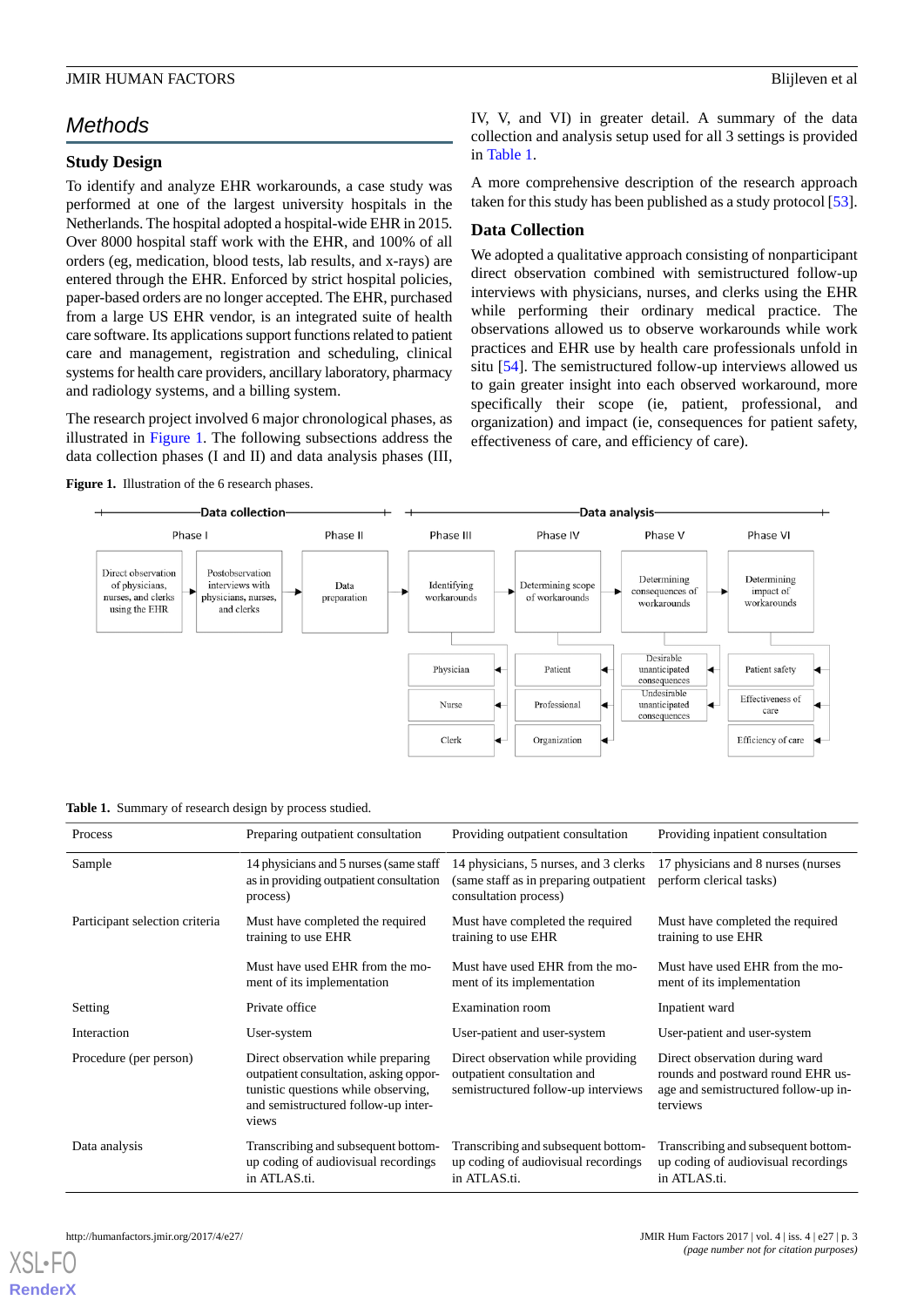## Methods

### Study Design

To identify and analyze EHR workarounds, a case study was performed at one of the largest university hospitals in the Netherlands. The hospital adopted a hospital-wide EHR in 2015. Over 8000 hospital staff work with the EHR, and 100% of all orders (eg, medication, blood tests, lab results, and x-rays) are entered through the EHR. Enforced by strict hospital policies, paper-based orders are no longer accepted. The EHR, purchased from a large US EHR vendor, is an integrated suite of health care software. Its applications support functions related to patient care and management, registration and scheduling, clinical systems for health care providers, ancillary laboratory, pharmacy and radiology systems, and a billing system.

The research project involved 6 major chronological phases, as illustrated in Figure 1. The following subsections address the data collection phases (I and II) and data analysis phases (III, IV, V, and VI) in greater detail. A summary of the data collection and analysis setup used for all 3 settings is provided in Table 1.

A more comprehensive description of the research approach taken for this study has been published as a study protocol [53].

### Data Collection

We adopted a qualitative approach consisting of nonparticipant direct observation combined with semistructured follow-up interviews with physicians, nurses, and clerks using the EHR while performing their ordinary medical practice. The observations allowed us to observe workarounds while work practices and EHR use by health care professionals unfold in situ [54]. The semistructured follow-up interviews allowed us to gain greater insight into each observed workaround, more specifically their scope (ie, patient, professional, and organization) and impact (ie, consequences for patient safety, effectiveness of care, and efficiency of care).

**Figure 1.** Illustration of the 6 research phases.

**Table 1.** Summary of research design by process studied.

| Process | Preparing outpatient consultation | Providing outpatient consultation | Providing inpatient consultation |
|---|---|---|---|
| Sample | 14 physicians and 5 nurses (same staff as in providing outpatient consultation process) | 14 physicians, 5 nurses, and 3 clerks (same staff as in preparing outpatient consultation process) | 17 physicians and 8 nurses (nurses perform clerical tasks) |
| Participant selection criteria | Must have completed the required training to use EHR | Must have completed the required training to use EHR | Must have completed the required training to use EHR |
| | Must have used EHR from the moment of its implementation | Must have used EHR from the moment of its implementation | Must have used EHR from the moment of its implementation |
| Setting | Private office | Examination room | Inpatient ward |
| Interaction | User-system | User-patient and user-system | User-patient and user-system |
| Procedure (per person) | Direct observation while preparing outpatient consultation, asking opportunistic questions while observing, and semistructured follow-up interviews | Direct observation while providing outpatient consultation and semistructured follow-up interviews | Direct observation during ward rounds and postward round EHR usage and semistructured follow-up interviews |
| Data analysis | Transcribing and subsequent bottom-up coding of audiovisual recordings in ATLAS.ti. | Transcribing and subsequent bottom-up coding of audiovisual recordings in ATLAS.ti. | Transcribing and subsequent bottom-up coding of audiovisual recordings in ATLAS.ti. |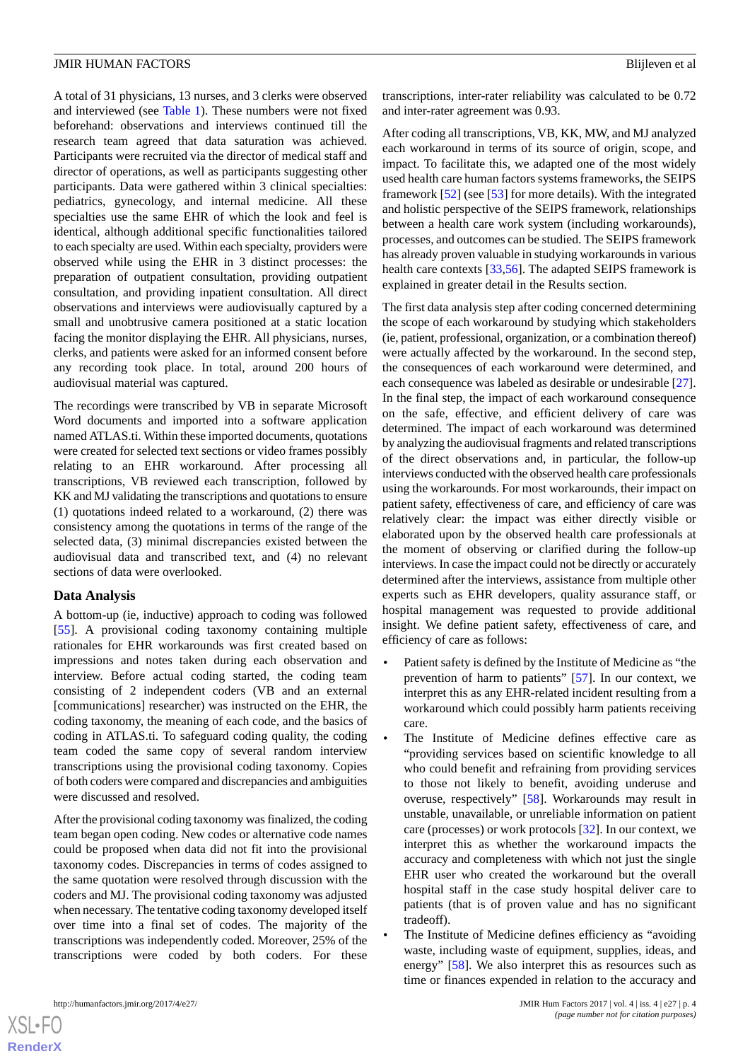A total of 31 physicians, 13 nurses, and 3 clerks were observed and interviewed (see Table 1). These numbers were not fixed beforehand: observations and interviews continued till the research team agreed that data saturation was achieved. Participants were recruited via the director of medical staff and director of operations, as well as participants suggesting other participants. Data were gathered within 3 clinical specialties: pediatrics, gynecology, and internal medicine. All these specialties use the same EHR of which the look and feel is identical, although additional specific functionalities tailored to each specialty are used. Within each specialty, providers were observed while using the EHR in 3 distinct processes: the preparation of outpatient consultation, providing outpatient consultation, and providing inpatient consultation. All direct observations and interviews were audiovisually captured by a small and unobtrusive camera positioned at a static location facing the monitor displaying the EHR. All physicians, nurses, clerks, and patients were asked for an informed consent before any recording took place. In total, around 200 hours of audiovisual material was captured.

The recordings were transcribed by VB in separate Microsoft Word documents and imported into a software application named ATLAS.ti. Within these imported documents, quotations were created for selected text sections or video frames possibly relating to an EHR workaround. After processing all transcriptions, VB reviewed each transcription, followed by KK and MJ validating the transcriptions and quotations to ensure (1) quotations indeed related to a workaround, (2) there was consistency among the quotations in terms of the range of the selected data, (3) minimal discrepancies existed between the audiovisual data and transcribed text, and (4) no relevant sections of data were overlooked.

### Data Analysis

A bottom-up (ie, inductive) approach to coding was followed [55]. A provisional coding taxonomy containing multiple rationales for EHR workarounds was first created based on impressions and notes taken during each observation and interview. Before actual coding started, the coding team consisting of 2 independent coders (VB and an external [communications] researcher) was instructed on the EHR, the coding taxonomy, the meaning of each code, and the basics of coding in ATLAS.ti. To safeguard coding quality, the coding team coded the same copy of several random interview transcriptions using the provisional coding taxonomy. Copies of both coders were compared and discrepancies and ambiguities were discussed and resolved.

After the provisional coding taxonomy was finalized, the coding team began open coding. New codes or alternative code names could be proposed when data did not fit into the provisional taxonomy codes. Discrepancies in terms of codes assigned to the same quotation were resolved through discussion with the coders and MJ. The provisional coding taxonomy was adjusted when necessary. The tentative coding taxonomy developed itself over time into a final set of codes. The majority of the transcriptions was independently coded. Moreover, 25% of the transcriptions were coded by both coders. For these transcriptions, inter-rater reliability was calculated to be 0.72 and inter-rater agreement was 0.93.

After coding all transcriptions, VB, KK, MW, and MJ analyzed each workaround in terms of its source of origin, scope, and impact. To facilitate this, we adapted one of the most widely used health care human factors systems frameworks, the SEIPS framework [52] (see [53] for more details). With the integrated and holistic perspective of the SEIPS framework, relationships between a health care work system (including workarounds), processes, and outcomes can be studied. The SEIPS framework has already proven valuable in studying workarounds in various health care contexts [33,56]. The adapted SEIPS framework is explained in greater detail in the Results section.

The first data analysis step after coding concerned determining the scope of each workaround by studying which stakeholders (ie, patient, professional, organization, or a combination thereof) were actually affected by the workaround. In the second step, the consequences of each workaround were determined, and each consequence was labeled as desirable or undesirable [27]. In the final step, the impact of each workaround consequence on the safe, effective, and efficient delivery of care was determined. The impact of each workaround was determined by analyzing the audiovisual fragments and related transcriptions of the direct observations and, in particular, the follow-up interviews conducted with the observed health care professionals using the workarounds. For most workarounds, their impact on patient safety, effectiveness of care, and efficiency of care was relatively clear: the impact was either directly visible or elaborated upon by the observed health care professionals at the moment of observing or clarified during the follow-up interviews. In case the impact could not be directly or accurately determined after the interviews, assistance from multiple other experts such as EHR developers, quality assurance staff, or hospital management was requested to provide additional insight. We define patient safety, effectiveness of care, and efficiency of care as follows:

- Patient safety is defined by the Institute of Medicine as "the prevention of harm to patients" [57]. In our context, we interpret this as any EHR-related incident resulting from a workaround which could possibly harm patients receiving care.
- The Institute of Medicine defines effective care as "providing services based on scientific knowledge to all who could benefit and refraining from providing services to those not likely to benefit, avoiding underuse and overuse, respectively" [58]. Workarounds may result in unstable, unavailable, or unreliable information on patient care (processes) or work protocols [32]. In our context, we interpret this as whether the workaround impacts the accuracy and completeness with which not just the single EHR user who created the workaround but the overall hospital staff in the case study hospital deliver care to patients (that is of proven value and has no significant tradeoff).
- The Institute of Medicine defines efficiency as "avoiding waste, including waste of equipment, supplies, ideas, and energy" [58]. We also interpret this as resources such as time or finances expended in relation to the accuracy and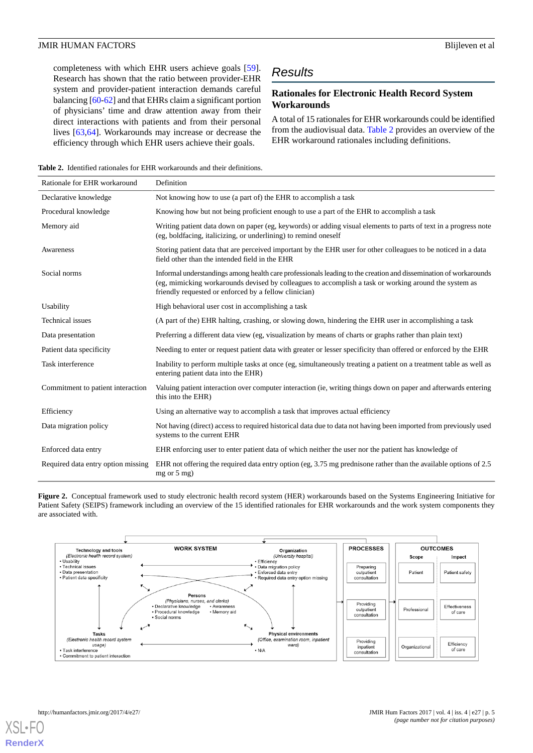completeness with which EHR users achieve goals [59]. Research has shown that the ratio between provider-EHR system and provider-patient interaction demands careful balancing [60-62] and that EHRs claim a significant portion of physicians' time and draw attention away from their direct interactions with patients and from their personal lives [63,64]. Workarounds may increase or decrease the efficiency through which EHR users achieve their goals.

## Results

### Rationales for Electronic Health Record System Workarounds

A total of 15 rationales for EHR workarounds could be identified from the audiovisual data. Table 2 provides an overview of the EHR workaround rationales including definitions.

**Table 2.** Identified rationales for EHR workarounds and their definitions.

| Rationale for EHR workaround | Definition |
| --- | --- |
| Declarative knowledge | Not knowing how to use (a part of) the EHR to accomplish a task |
| Procedural knowledge | Knowing how but not being proficient enough to use a part of the EHR to accomplish a task |
| Memory aid | Writing patient data down on paper (eg, keywords) or adding visual elements to parts of text in a progress note (eg, boldfacing, italicizing, or underlining) to remind oneself |
| Awareness | Storing patient data that are perceived important by the EHR user for other colleagues to be noticed in a data field other than the intended field in the EHR |
| Social norms | Informal understandings among health care professionals leading to the creation and dissemination of workarounds (eg, mimicking workarounds devised by colleagues to accomplish a task or working around the system as friendly requested or enforced by a fellow clinician) |
| Usability | High behavioral user cost in accomplishing a task |
| Technical issues | (A part of the) EHR halting, crashing, or slowing down, hindering the EHR user in accomplishing a task |
| Data presentation | Preferring a different data view (eg, visualization by means of charts or graphs rather than plain text) |
| Patient data specificity | Needing to enter or request patient data with greater or lesser specificity than offered or enforced by the EHR |
| Task interference | Inability to perform multiple tasks at once (eg, simultaneously treating a patient on a treatment table as well as entering patient data into the EHR) |
| Commitment to patient interaction | Valuing patient interaction over computer interaction (ie, writing things down on paper and afterwards entering this into the EHR) |
| Efficiency | Using an alternative way to accomplish a task that improves actual efficiency |
| Data migration policy | Not having (direct) access to required historical data due to data not having been imported from previously used systems to the current EHR |
| Enforced data entry | EHR enforcing user to enter patient data of which neither the user nor the patient has knowledge of |
| Required data entry option missing | EHR not offering the required data entry option (eg, 3.75 mg prednisone rather than the available options of 2.5 mg or 5 mg) |

**Figure 2.** Conceptual framework used to study electronic health record system (HER) workarounds based on the Systems Engineering Initiative for Patient Safety (SEIPS) framework including an overview of the 15 identified rationales for EHR workarounds and the work system components they are associated with.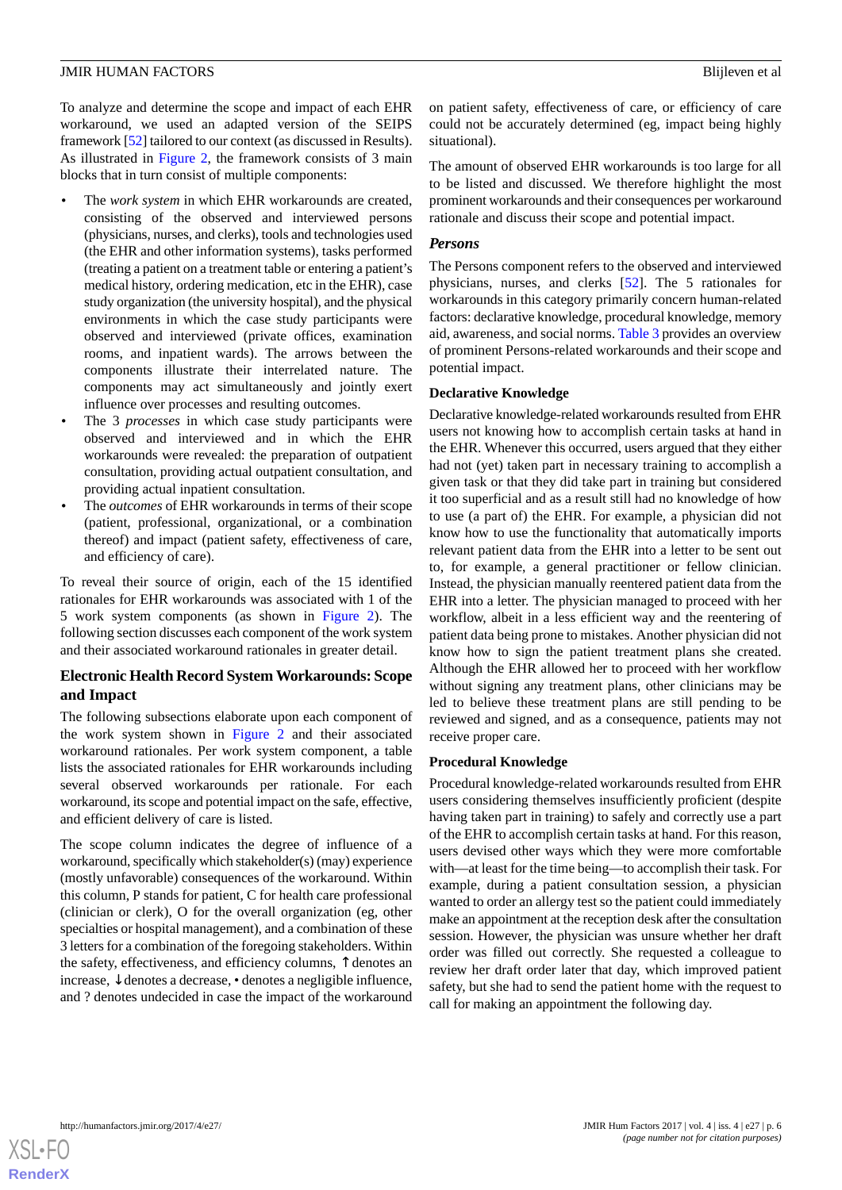To analyze and determine the scope and impact of each EHR workaround, we used an adapted version of the SEIPS framework [52] tailored to our context (as discussed in Results). As illustrated in Figure 2, the framework consists of 3 main blocks that in turn consist of multiple components:

- The *work system* in which EHR workarounds are created, consisting of the observed and interviewed persons (physicians, nurses, and clerks), tools and technologies used (the EHR and other information systems), tasks performed (treating a patient on a treatment table or entering a patient's medical history, ordering medication, etc in the EHR), case study organization (the university hospital), and the physical environments in which the case study participants were observed and interviewed (private offices, examination rooms, and inpatient wards). The arrows between the components illustrate their interrelated nature. The components may act simultaneously and jointly exert influence over processes and resulting outcomes.
- The 3 *processes* in which case study participants were observed and interviewed and in which the EHR workarounds were revealed: the preparation of outpatient consultation, providing actual outpatient consultation, and providing actual inpatient consultation.
- The *outcomes* of EHR workarounds in terms of their scope (patient, professional, organizational, or a combination thereof) and impact (patient safety, effectiveness of care, and efficiency of care).

To reveal their source of origin, each of the 15 identified rationales for EHR workarounds was associated with 1 of the 5 work system components (as shown in Figure 2). The following section discusses each component of the work system and their associated workaround rationales in greater detail.

## Electronic Health Record System Workarounds: Scope and Impact

The following subsections elaborate upon each component of the work system shown in Figure 2 and their associated workaround rationales. Per work system component, a table lists the associated rationales for EHR workarounds including several observed workarounds per rationale. For each workaround, its scope and potential impact on the safe, effective, and efficient delivery of care is listed.

The scope column indicates the degree of influence of a workaround, specifically which stakeholder(s) (may) experience (mostly unfavorable) consequences of the workaround. Within this column, P stands for patient, C for health care professional (clinician or clerk), O for the overall organization (eg, other specialties or hospital management), and a combination of these 3 letters for a combination of the foregoing stakeholders. Within the safety, effectiveness, and efficiency columns, ↑ denotes an increase, ↓ denotes a decrease, • denotes a negligible influence, and ? denotes undecided in case the impact of the workaround on patient safety, effectiveness of care, or efficiency of care could not be accurately determined (eg, impact being highly situational).

The amount of observed EHR workarounds is too large for all to be listed and discussed. We therefore highlight the most prominent workarounds and their consequences per workaround rationale and discuss their scope and potential impact.

### *Persons*

The Persons component refers to the observed and interviewed physicians, nurses, and clerks [52]. The 5 rationales for workarounds in this category primarily concern human-related factors: declarative knowledge, procedural knowledge, memory aid, awareness, and social norms. Table 3 provides an overview of prominent Persons-related workarounds and their scope and potential impact.

#### Declarative Knowledge

Declarative knowledge-related workarounds resulted from EHR users not knowing how to accomplish certain tasks at hand in the EHR. Whenever this occurred, users argued that they either had not (yet) taken part in necessary training to accomplish a given task or that they did take part in training but considered it too superficial and as a result still had no knowledge of how to use (a part of) the EHR. For example, a physician did not know how to use the functionality that automatically imports relevant patient data from the EHR into a letter to be sent out to, for example, a general practitioner or fellow clinician. Instead, the physician manually reentered patient data from the EHR into a letter. The physician managed to proceed with her workflow, albeit in a less efficient way and the reentering of patient data being prone to mistakes. Another physician did not know how to sign the patient treatment plans she created. Although the EHR allowed her to proceed with her workflow without signing any treatment plans, other clinicians may be led to believe these treatment plans are still pending to be reviewed and signed, and as a consequence, patients may not receive proper care.

#### Procedural Knowledge

Procedural knowledge-related workarounds resulted from EHR users considering themselves insufficiently proficient (despite having taken part in training) to safely and correctly use a part of the EHR to accomplish certain tasks at hand. For this reason, users devised other ways which they were more comfortable with—at least for the time being—to accomplish their task. For example, during a patient consultation session, a physician wanted to order an allergy test so the patient could immediately make an appointment at the reception desk after the consultation session. However, the physician was unsure whether her draft order was filled out correctly. She requested a colleague to review her draft order later that day, which improved patient safety, but she had to send the patient home with the request to call for making an appointment the following day.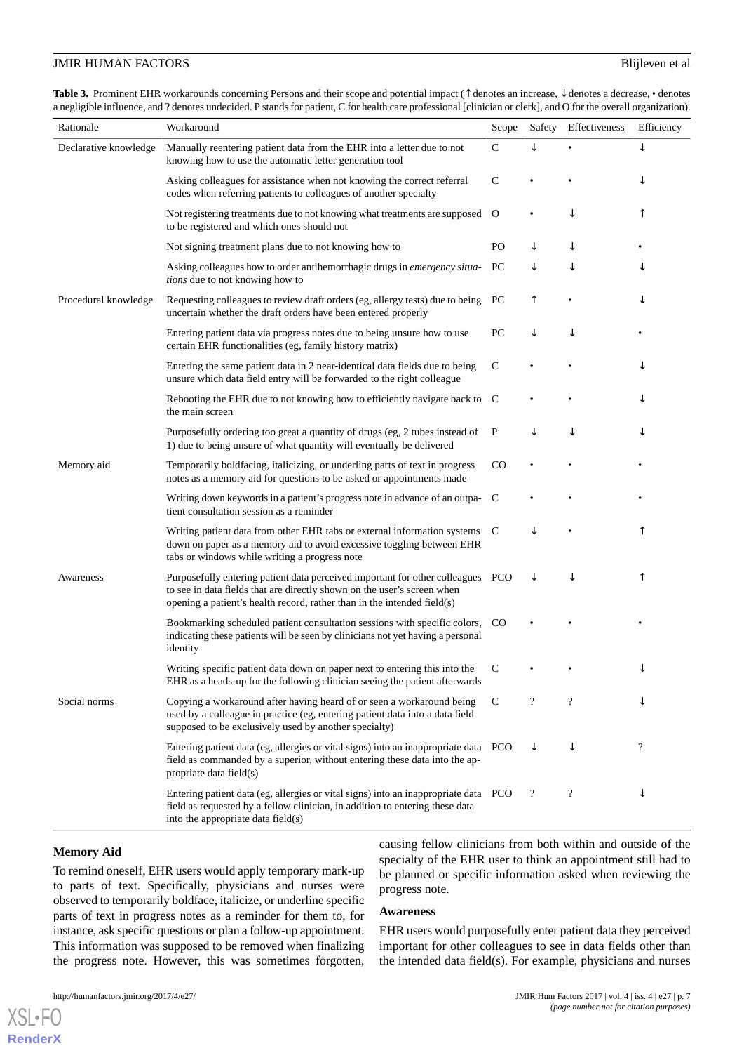**Table 3.** Prominent EHR workarounds concerning Persons and their scope and potential impact (↑ denotes an increase, ↓ denotes a decrease, • denotes a negligible influence, and ? denotes undecided. P stands for patient, C for health care professional [clinician or clerk], and O for the overall organization).

| Rationale | Workaround | Scope | Safety | Effectiveness | Efficiency |
|---|---|---|---|---|---|
| Declarative knowledge | Manually reentering patient data from the EHR into a letter due to not knowing how to use the automatic letter generation tool | C | ↓ | • | ↓ |
| | Asking colleagues for assistance when not knowing the correct referral codes when referring patients to colleagues of another specialty | C | • | • | ↓ |
| | Not registering treatments due to not knowing what treatments are supposed to be registered and which ones should not | O | • | ↓ | ↑ |
| | Not signing treatment plans due to not knowing how to | PO | ↓ | ↓ | • |
| | Asking colleagues how to order antihemorrhagic drugs in *emergency situations* due to not knowing how to | PC | ↓ | ↓ | ↓ |
| Procedural knowledge | Requesting colleagues to review draft orders (eg, allergy tests) due to being uncertain whether the draft orders have been entered properly | PC | ↑ | • | ↓ |
| | Entering patient data via progress notes due to being unsure how to use certain EHR functionalities (eg, family history matrix) | PC | ↓ | ↓ | • |
| | Entering the same patient data in 2 near-identical data fields due to being unsure which data field entry will be forwarded to the right colleague | C | • | • | ↓ |
| | Rebooting the EHR due to not knowing how to efficiently navigate back to the main screen | C | • | • | ↓ |
| | Purposefully ordering too great a quantity of drugs (eg, 2 tubes instead of 1) due to being unsure of what quantity will eventually be delivered | P | ↓ | ↓ | ↓ |
| Memory aid | Temporarily boldfacing, italicizing, or underling parts of text in progress notes as a memory aid for questions to be asked or appointments made | CO | • | • | • |
| | Writing down keywords in a patient's progress note in advance of an outpatient consultation session as a reminder | C | • | • | • |
| | Writing patient data from other EHR tabs or external information systems down on paper as a memory aid to avoid excessive toggling between EHR tabs or windows while writing a progress note | C | ↓ | • | ↑ |
| Awareness | Purposefully entering patient data perceived important for other colleagues to see in data fields that are directly shown on the user's screen when opening a patient's health record, rather than in the intended field(s) | PCO | ↓ | ↓ | ↑ |
| | Bookmarking scheduled patient consultation sessions with specific colors, indicating these patients will be seen by clinicians not yet having a personal identity | CO | • | • | • |
| | Writing specific patient data down on paper next to entering this into the EHR as a heads-up for the following clinician seeing the patient afterwards | C | • | • | ↓ |
| Social norms | Copying a workaround after having heard of or seen a workaround being used by a colleague in practice (eg, entering patient data into a data field supposed to be exclusively used by another specialty) | C | ? | ? | ↓ |
| | Entering patient data (eg, allergies or vital signs) into an inappropriate data field as commanded by a superior, without entering these data into the appropriate data field(s) | PCO | ↓ | ↓ | ? |
| | Entering patient data (eg, allergies or vital signs) into an inappropriate data field as requested by a fellow clinician, in addition to entering these data into the appropriate data field(s) | PCO | ? | ? | ↓ |

### Memory Aid

To remind oneself, EHR users would apply temporary mark-up to parts of text. Specifically, physicians and nurses were observed to temporarily boldface, italicize, or underline specific parts of text in progress notes as a reminder for them to, for instance, ask specific questions or plan a follow-up appointment. This information was supposed to be removed when finalizing the progress note. However, this was sometimes forgotten, causing fellow clinicians from both within and outside of the specialty of the EHR user to think an appointment still had to be planned or specific information asked when reviewing the progress note.

### Awareness

EHR users would purposefully enter patient data they perceived important for other colleagues to see in data fields other than the intended data field(s). For example, physicians and nurses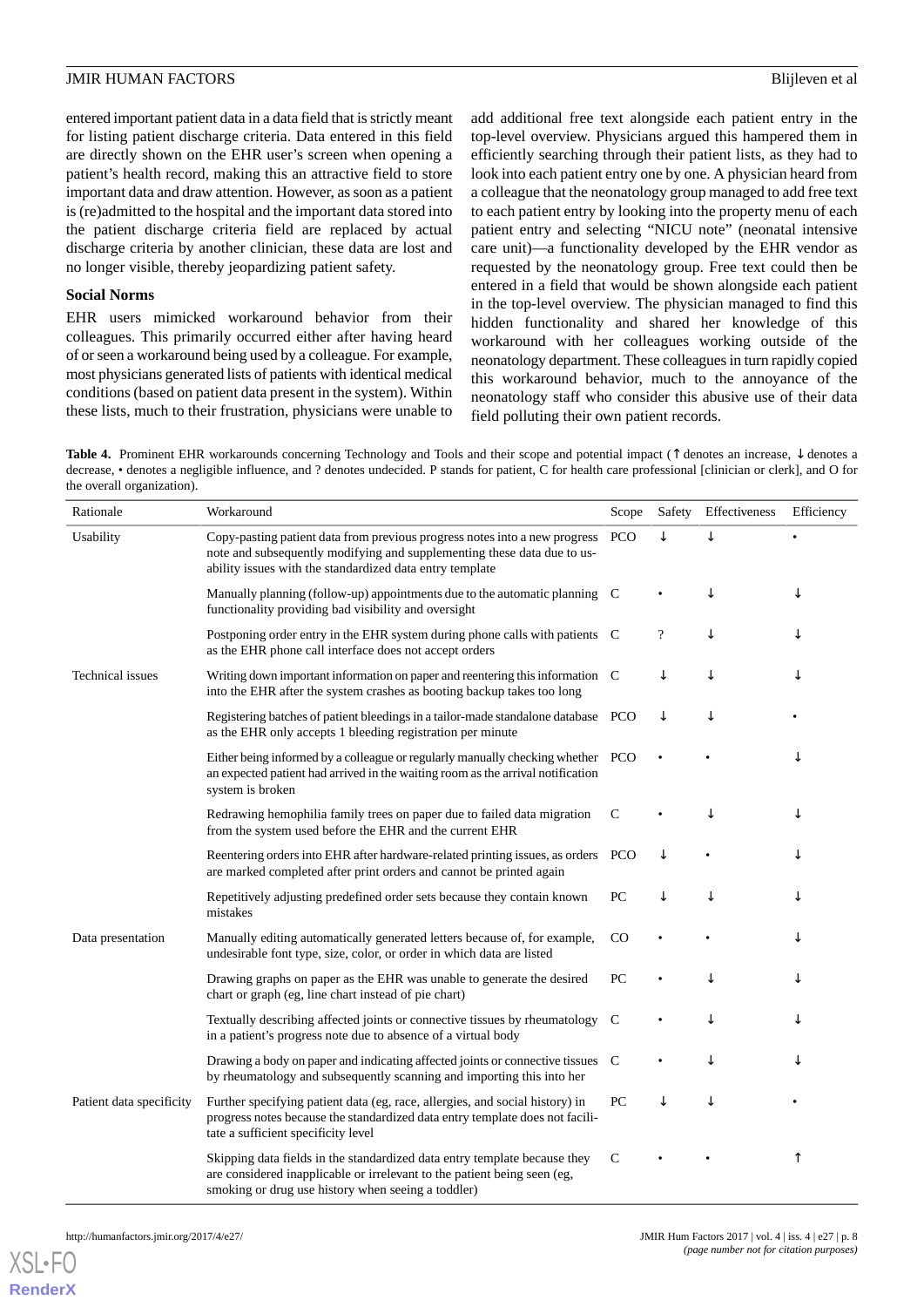entered important patient data in a data field that is strictly meant for listing patient discharge criteria. Data entered in this field are directly shown on the EHR user's screen when opening a patient's health record, making this an attractive field to store important data and draw attention. However, as soon as a patient is (re)admitted to the hospital and the important data stored into the patient discharge criteria field are replaced by actual discharge criteria by another clinician, these data are lost and no longer visible, thereby jeopardizing patient safety.

### Social Norms

EHR users mimicked workaround behavior from their colleagues. This primarily occurred either after having heard of or seen a workaround being used by a colleague. For example, most physicians generated lists of patients with identical medical conditions (based on patient data present in the system). Within these lists, much to their frustration, physicians were unable to add additional free text alongside each patient entry in the top-level overview. Physicians argued this hampered them in efficiently searching through their patient lists, as they had to look into each patient entry one by one. A physician heard from a colleague that the neonatology group managed to add free text to each patient entry by looking into the property menu of each patient entry and selecting "NICU note" (neonatal intensive care unit)—a functionality developed by the EHR vendor as requested by the neonatology group. Free text could then be entered in a field that would be shown alongside each patient in the top-level overview. The physician managed to find this hidden functionality and shared her knowledge of this workaround with her colleagues working outside of the neonatology department. These colleagues in turn rapidly copied this workaround behavior, much to the annoyance of the neonatology staff who consider this abusive use of their data field polluting their own patient records.

**Table 4.** Prominent EHR workarounds concerning Technology and Tools and their scope and potential impact (↑ denotes an increase, ↓ denotes a decrease, • denotes a negligible influence, and ? denotes undecided. P stands for patient, C for health care professional [clinician or clerk], and O for the overall organization).

| Rationale | Workaround | Scope | Safety | Effectiveness | Efficiency |
|---|---|---|---|---|---|
| Usability | Copy-pasting patient data from previous progress notes into a new progress note and subsequently modifying and supplementing these data due to usability issues with the standardized data entry template | PCO | ↓ | ↓ | • |
| | Manually planning (follow-up) appointments due to the automatic planning functionality providing bad visibility and oversight | C | • | ↓ | ↓ |
| | Postponing order entry in the EHR system during phone calls with patients as the EHR phone call interface does not accept orders | C | ? | ↓ | ↓ |
| Technical issues | Writing down important information on paper and reentering this information into the EHR after the system crashes as booting backup takes too long | C | ↓ | ↓ | ↓ |
| | Registering batches of patient bleedings in a tailor-made standalone database as the EHR only accepts 1 bleeding registration per minute | PCO | ↓ | ↓ | • |
| | Either being informed by a colleague or regularly manually checking whether an expected patient had arrived in the waiting room as the arrival notification system is broken | PCO | • | • | ↓ |
| | Redrawing hemophilia family trees on paper due to failed data migration from the system used before the EHR and the current EHR | C | • | ↓ | ↓ |
| | Reentering orders into EHR after hardware-related printing issues, as orders are marked completed after print orders and cannot be printed again | PCO | ↓ | • | ↓ |
| | Repetitively adjusting predefined order sets because they contain known mistakes | PC | ↓ | ↓ | ↓ |
| Data presentation | Manually editing automatically generated letters because of, for example, undesirable font type, size, color, or order in which data are listed | CO | • | • | ↓ |
| | Drawing graphs on paper as the EHR was unable to generate the desired chart or graph (eg, line chart instead of pie chart) | PC | • | ↓ | ↓ |
| | Textually describing affected joints or connective tissues by rheumatology in a patient's progress note due to absence of a virtual body | C | • | ↓ | ↓ |
| | Drawing a body on paper and indicating affected joints or connective tissues by rheumatology and subsequently scanning and importing this into her | C | • | ↓ | ↓ |
| Patient data specificity | Further specifying patient data (eg, race, allergies, and social history) in progress notes because the standardized data entry template does not facilitate a sufficient specificity level | PC | ↓ | ↓ | • |
| | Skipping data fields in the standardized data entry template because they are considered inapplicable or irrelevant to the patient being seen (eg, smoking or drug use history when seeing a toddler) | C | • | • | ↑ |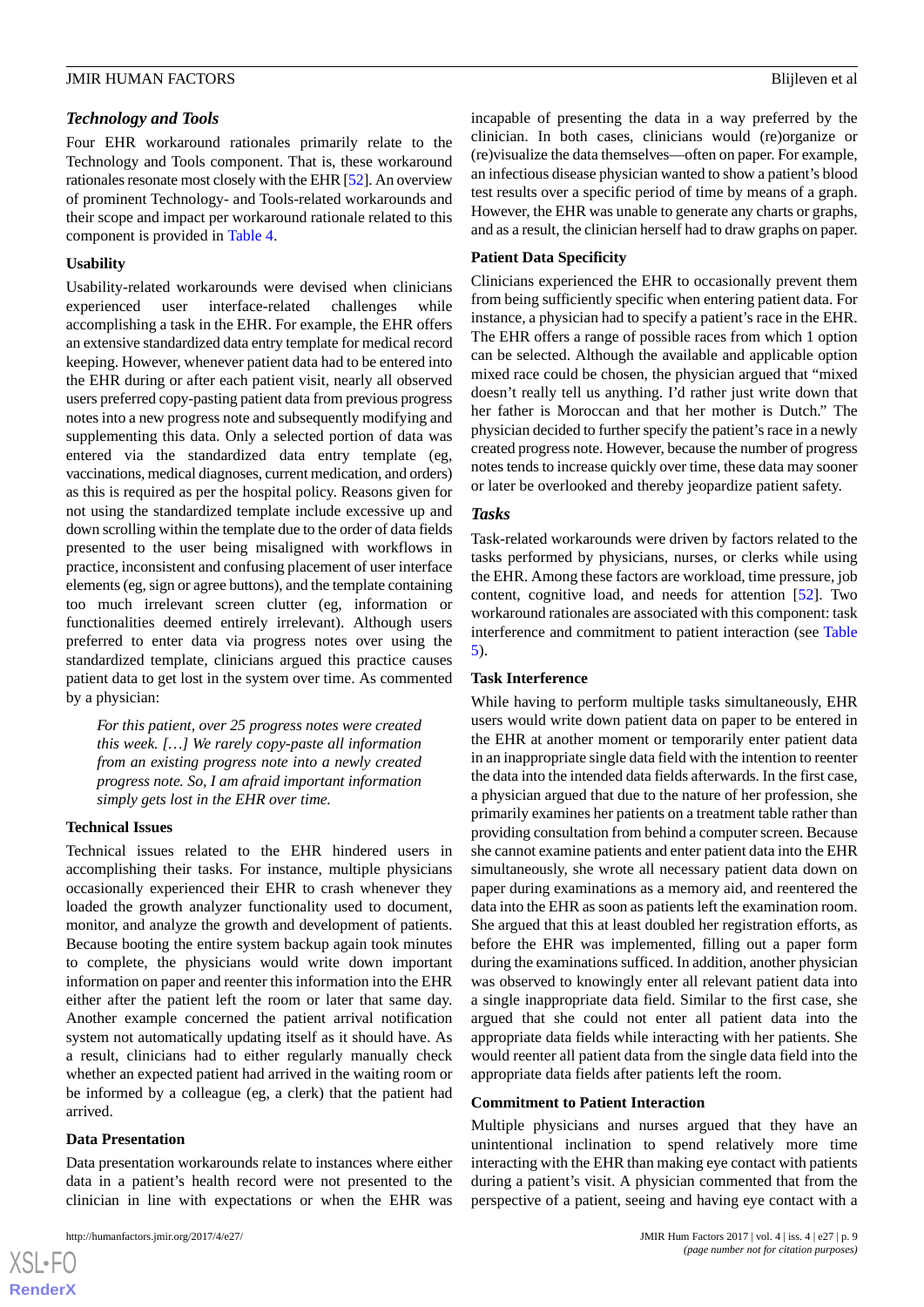## Technology and Tools

Four EHR workaround rationales primarily relate to the Technology and Tools component. That is, these workaround rationales resonate most closely with the EHR [52]. An overview of prominent Technology- and Tools-related workarounds and their scope and impact per workaround rationale related to this component is provided in Table 4.

### Usability

Usability-related workarounds were devised when clinicians experienced user interface-related challenges while accomplishing a task in the EHR. For example, the EHR offers an extensive standardized data entry template for medical record keeping. However, whenever patient data had to be entered into the EHR during or after each patient visit, nearly all observed users preferred copy-pasting patient data from previous progress notes into a new progress note and subsequently modifying and supplementing this data. Only a selected portion of data was entered via the standardized data entry template (eg, vaccinations, medical diagnoses, current medication, and orders) as this is required as per the hospital policy. Reasons given for not using the standardized template include excessive up and down scrolling within the template due to the order of data fields presented to the user being misaligned with workflows in practice, inconsistent and confusing placement of user interface elements (eg, sign or agree buttons), and the template containing too much irrelevant screen clutter (eg, information or functionalities deemed entirely irrelevant). Although users preferred to enter data via progress notes over using the standardized template, clinicians argued this practice causes patient data to get lost in the system over time. As commented by a physician:

> *For this patient, over 25 progress notes were created this week. […] We rarely copy-paste all information from an existing progress note into a newly created progress note. So, I am afraid important information simply gets lost in the EHR over time.*

### Technical Issues

Technical issues related to the EHR hindered users in accomplishing their tasks. For instance, multiple physicians occasionally experienced their EHR to crash whenever they loaded the growth analyzer functionality used to document, monitor, and analyze the growth and development of patients. Because booting the entire system backup again took minutes to complete, the physicians would write down important information on paper and reenter this information into the EHR either after the patient left the room or later that same day. Another example concerned the patient arrival notification system not automatically updating itself as it should have. As a result, clinicians had to either regularly manually check whether an expected patient had arrived in the waiting room or be informed by a colleague (eg, a clerk) that the patient had arrived.

### Data Presentation

Data presentation workarounds relate to instances where either data in a patient's health record were not presented to the clinician in line with expectations or when the EHR was incapable of presenting the data in a way preferred by the clinician. In both cases, clinicians would (re)organize or (re)visualize the data themselves—often on paper. For example, an infectious disease physician wanted to show a patient's blood test results over a specific period of time by means of a graph. However, the EHR was unable to generate any charts or graphs, and as a result, the clinician herself had to draw graphs on paper.

### Patient Data Specificity

Clinicians experienced the EHR to occasionally prevent them from being sufficiently specific when entering patient data. For instance, a physician had to specify a patient's race in the EHR. The EHR offers a range of possible races from which 1 option can be selected. Although the available and applicable option mixed race could be chosen, the physician argued that "mixed doesn't really tell us anything. I'd rather just write down that her father is Moroccan and that her mother is Dutch." The physician decided to further specify the patient's race in a newly created progress note. However, because the number of progress notes tends to increase quickly over time, these data may sooner or later be overlooked and thereby jeopardize patient safety.

## Tasks

Task-related workarounds were driven by factors related to the tasks performed by physicians, nurses, or clerks while using the EHR. Among these factors are workload, time pressure, job content, cognitive load, and needs for attention [52]. Two workaround rationales are associated with this component: task interference and commitment to patient interaction (see Table 5).

### Task Interference

While having to perform multiple tasks simultaneously, EHR users would write down patient data on paper to be entered in the EHR at another moment or temporarily enter patient data in an inappropriate single data field with the intention to reenter the data into the intended data fields afterwards. In the first case, a physician argued that due to the nature of her profession, she primarily examines her patients on a treatment table rather than providing consultation from behind a computer screen. Because she cannot examine patients and enter patient data into the EHR simultaneously, she wrote all necessary patient data down on paper during examinations as a memory aid, and reentered the data into the EHR as soon as patients left the examination room. She argued that this at least doubled her registration efforts, as before the EHR was implemented, filling out a paper form during the examinations sufficed. In addition, another physician was observed to knowingly enter all relevant patient data into a single inappropriate data field. Similar to the first case, she argued that she could not enter all patient data into the appropriate data fields while interacting with her patients. She would reenter all patient data from the single data field into the appropriate data fields after patients left the room.

### Commitment to Patient Interaction

Multiple physicians and nurses argued that they have an unintentional inclination to spend relatively more time interacting with the EHR than making eye contact with patients during a patient's visit. A physician commented that from the perspective of a patient, seeing and having eye contact with a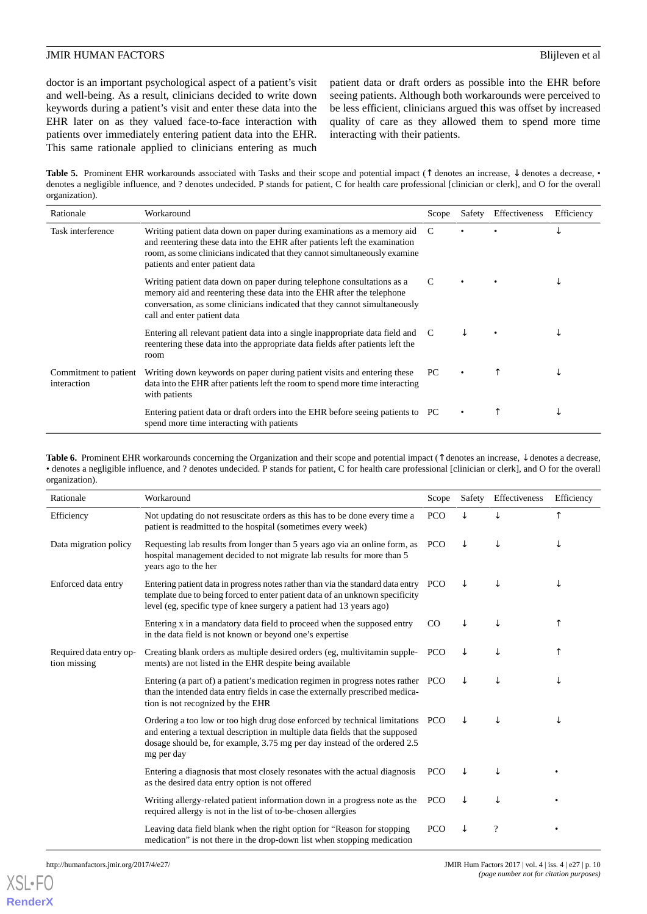doctor is an important psychological aspect of a patient's visit and well-being. As a result, clinicians decided to write down keywords during a patient's visit and enter these data into the EHR later on as they valued face-to-face interaction with patients over immediately entering patient data into the EHR. This same rationale applied to clinicians entering as much patient data or draft orders as possible into the EHR before seeing patients. Although both workarounds were perceived to be less efficient, clinicians argued this was offset by increased quality of care as they allowed them to spend more time interacting with their patients.

**Table 5.** Prominent EHR workarounds associated with Tasks and their scope and potential impact (↑ denotes an increase, ↓ denotes a decrease, • denotes a negligible influence, and ? denotes undecided. P stands for patient, C for health care professional [clinician or clerk], and O for the overall organization).

| Rationale | Workaround | Scope | Safety | Effectiveness | Efficiency |
|---|---|---|---|---|---|
| Task interference | Writing patient data down on paper during examinations as a memory aid and reentering these data into the EHR after patients left the examination room, as some clinicians indicated that they cannot simultaneously examine patients and enter patient data | C | • | • | ↓ |
| | Writing patient data down on paper during telephone consultations as a memory aid and reentering these data into the EHR after the telephone conversation, as some clinicians indicated that they cannot simultaneously call and enter patient data | C | • | • | ↓ |
| | Entering all relevant patient data into a single inappropriate data field and reentering these data into the appropriate data fields after patients left the room | C | ↓ | • | ↓ |
| Commitment to patient interaction | Writing down keywords on paper during patient visits and entering these data into the EHR after patients left the room to spend more time interacting with patients | PC | • | ↑ | ↓ |
| | Entering patient data or draft orders into the EHR before seeing patients to spend more time interacting with patients | PC | • | ↑ | ↓ |

**Table 6.** Prominent EHR workarounds concerning the Organization and their scope and potential impact (↑ denotes an increase, ↓ denotes a decrease, • denotes a negligible influence, and ? denotes undecided. P stands for patient, C for health care professional [clinician or clerk], and O for the overall organization).

| Rationale | Workaround | Scope | Safety | Effectiveness | Efficiency |
|---|---|---|---|---|---|
| Efficiency | Not updating do not resuscitate orders as this has to be done every time a patient is readmitted to the hospital (sometimes every week) | PCO | ↓ | ↓ | ↑ |
| Data migration policy | Requesting lab results from longer than 5 years ago via an online form, as hospital management decided to not migrate lab results for more than 5 years ago to the her | PCO | ↓ | ↓ | ↓ |
| Enforced data entry | Entering patient data in progress notes rather than via the standard data entry template due to being forced to enter patient data of an unknown specificity level (eg, specific type of knee surgery a patient had 13 years ago) | PCO | ↓ | ↓ | ↓ |
| | Entering x in a mandatory data field to proceed when the supposed entry in the data field is not known or beyond one's expertise | CO | ↓ | ↓ | ↑ |
| Required data entry option missing | Creating blank orders as multiple desired orders (eg, multivitamin supplements) are not listed in the EHR despite being available | PCO | ↓ | ↓ | ↑ |
| | Entering (a part of) a patient's medication regimen in progress notes rather than the intended data entry fields in case the externally prescribed medication is not recognized by the EHR | PCO | ↓ | ↓ | ↓ |
| | Ordering a too low or too high drug dose enforced by technical limitations and entering a textual description in multiple data fields that the supposed dosage should be, for example, 3.75 mg per day instead of the ordered 2.5 mg per day | PCO | ↓ | ↓ | ↓ |
| | Entering a diagnosis that most closely resonates with the actual diagnosis as the desired data entry option is not offered | PCO | ↓ | ↓ | • |
| | Writing allergy-related patient information down in a progress note as the required allergy is not in the list of to-be-chosen allergies | PCO | ↓ | ↓ | • |
| | Leaving data field blank when the right option for "Reason for stopping medication" is not there in the drop-down list when stopping medication | PCO | ↓ | ? | • |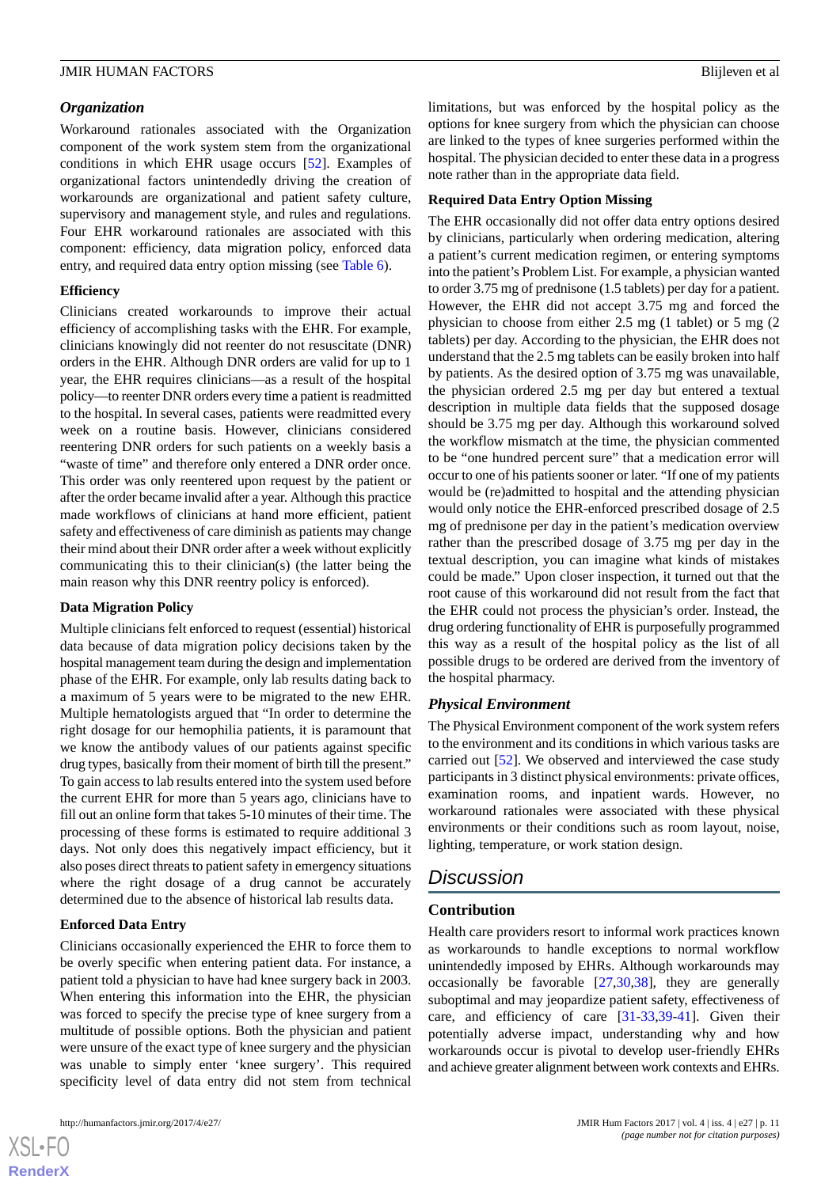### Organization

Workaround rationales associated with the Organization component of the work system stem from the organizational conditions in which EHR usage occurs [52]. Examples of organizational factors unintendedly driving the creation of workarounds are organizational and patient safety culture, supervisory and management style, and rules and regulations. Four EHR workaround rationales are associated with this component: efficiency, data migration policy, enforced data entry, and required data entry option missing (see Table 6).

#### Efficiency

Clinicians created workarounds to improve their actual efficiency of accomplishing tasks with the EHR. For example, clinicians knowingly did not reenter do not resuscitate (DNR) orders in the EHR. Although DNR orders are valid for up to 1 year, the EHR requires clinicians—as a result of the hospital policy—to reenter DNR orders every time a patient is readmitted to the hospital. In several cases, patients were readmitted every week on a routine basis. However, clinicians considered reentering DNR orders for such patients on a weekly basis a "waste of time" and therefore only entered a DNR order once. This order was only reentered upon request by the patient or after the order became invalid after a year. Although this practice made workflows of clinicians at hand more efficient, patient safety and effectiveness of care diminish as patients may change their mind about their DNR order after a week without explicitly communicating this to their clinician(s) (the latter being the main reason why this DNR reentry policy is enforced).

#### Data Migration Policy

Multiple clinicians felt enforced to request (essential) historical data because of data migration policy decisions taken by the hospital management team during the design and implementation phase of the EHR. For example, only lab results dating back to a maximum of 5 years were to be migrated to the new EHR. Multiple hematologists argued that "In order to determine the right dosage for our hemophilia patients, it is paramount that we know the antibody values of our patients against specific drug types, basically from their moment of birth till the present." To gain access to lab results entered into the system used before the current EHR for more than 5 years ago, clinicians have to fill out an online form that takes 5-10 minutes of their time. The processing of these forms is estimated to require additional 3 days. Not only does this negatively impact efficiency, but it also poses direct threats to patient safety in emergency situations where the right dosage of a drug cannot be accurately determined due to the absence of historical lab results data.

#### Enforced Data Entry

Clinicians occasionally experienced the EHR to force them to be overly specific when entering patient data. For instance, a patient told a physician to have had knee surgery back in 2003. When entering this information into the EHR, the physician was forced to specify the precise type of knee surgery from a multitude of possible options. Both the physician and patient were unsure of the exact type of knee surgery and the physician was unable to simply enter 'knee surgery'. This required specificity level of data entry did not stem from technical limitations, but was enforced by the hospital policy as the options for knee surgery from which the physician can choose are linked to the types of knee surgeries performed within the hospital. The physician decided to enter these data in a progress note rather than in the appropriate data field.

#### Required Data Entry Option Missing

The EHR occasionally did not offer data entry options desired by clinicians, particularly when ordering medication, altering a patient's current medication regimen, or entering symptoms into the patient's Problem List. For example, a physician wanted to order 3.75 mg of prednisone (1.5 tablets) per day for a patient. However, the EHR did not accept 3.75 mg and forced the physician to choose from either 2.5 mg (1 tablet) or 5 mg (2 tablets) per day. According to the physician, the EHR does not understand that the 2.5 mg tablets can be easily broken into half by patients. As the desired option of 3.75 mg was unavailable, the physician ordered 2.5 mg per day but entered a textual description in multiple data fields that the supposed dosage should be 3.75 mg per day. Although this workaround solved the workflow mismatch at the time, the physician commented to be "one hundred percent sure" that a medication error will occur to one of his patients sooner or later. "If one of my patients would be (re)admitted to hospital and the attending physician would only notice the EHR-enforced prescribed dosage of 2.5 mg of prednisone per day in the patient's medication overview rather than the prescribed dosage of 3.75 mg per day in the textual description, you can imagine what kinds of mistakes could be made." Upon closer inspection, it turned out that the root cause of this workaround did not result from the fact that the EHR could not process the physician's order. Instead, the drug ordering functionality of EHR is purposefully programmed this way as a result of the hospital policy as the list of all possible drugs to be ordered are derived from the inventory of the hospital pharmacy.

### Physical Environment

The Physical Environment component of the work system refers to the environment and its conditions in which various tasks are carried out [52]. We observed and interviewed the case study participants in 3 distinct physical environments: private offices, examination rooms, and inpatient wards. However, no workaround rationales were associated with these physical environments or their conditions such as room layout, noise, lighting, temperature, or work station design.

## Discussion

### Contribution

Health care providers resort to informal work practices known as workarounds to handle exceptions to normal workflow unintendedly imposed by EHRs. Although workarounds may occasionally be favorable [27,30,38], they are generally suboptimal and may jeopardize patient safety, effectiveness of care, and efficiency of care [31-33,39-41]. Given their potentially adverse impact, understanding why and how workarounds occur is pivotal to develop user-friendly EHRs and achieve greater alignment between work contexts and EHRs.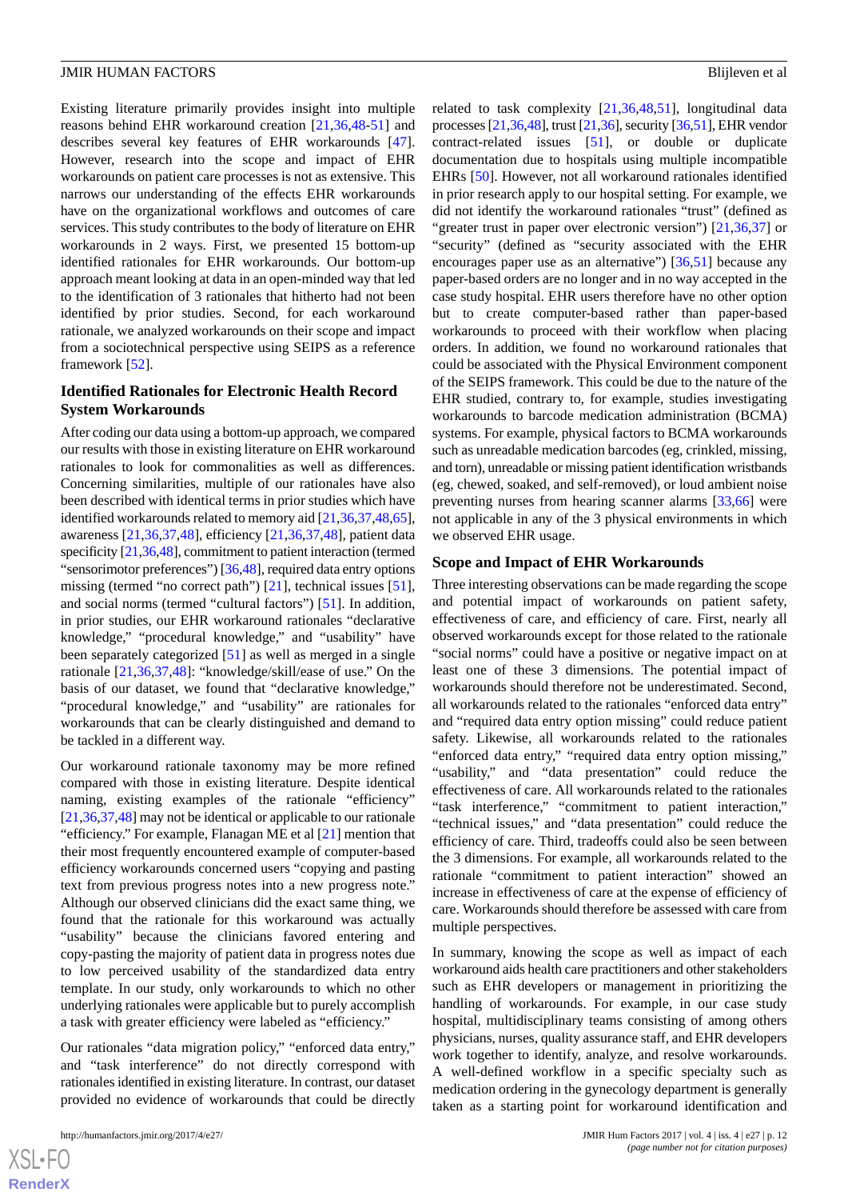Existing literature primarily provides insight into multiple reasons behind EHR workaround creation [21,36,48-51] and describes several key features of EHR workarounds [47]. However, research into the scope and impact of EHR workarounds on patient care processes is not as extensive. This narrows our understanding of the effects EHR workarounds have on the organizational workflows and outcomes of care services. This study contributes to the body of literature on EHR workarounds in 2 ways. First, we presented 15 bottom-up identified rationales for EHR workarounds. Our bottom-up approach meant looking at data in an open-minded way that led to the identification of 3 rationales that hitherto had not been identified by prior studies. Second, for each workaround rationale, we analyzed workarounds on their scope and impact from a sociotechnical perspective using SEIPS as a reference framework [52].

### Identified Rationales for Electronic Health Record System Workarounds

After coding our data using a bottom-up approach, we compared our results with those in existing literature on EHR workaround rationales to look for commonalities as well as differences. Concerning similarities, multiple of our rationales have also been described with identical terms in prior studies which have identified workarounds related to memory aid [21,36,37,48,65], awareness [21,36,37,48], efficiency [21,36,37,48], patient data specificity [21,36,48], commitment to patient interaction (termed "sensorimotor preferences") [36,48], required data entry options missing (termed "no correct path") [21], technical issues [51], and social norms (termed "cultural factors") [51]. In addition, in prior studies, our EHR workaround rationales "declarative knowledge," "procedural knowledge," and "usability" have been separately categorized [51] as well as merged in a single rationale [21,36,37,48]: "knowledge/skill/ease of use." On the basis of our dataset, we found that "declarative knowledge," "procedural knowledge," and "usability" are rationales for workarounds that can be clearly distinguished and demand to be tackled in a different way.

Our workaround rationale taxonomy may be more refined compared with those in existing literature. Despite identical naming, existing examples of the rationale "efficiency" [21,36,37,48] may not be identical or applicable to our rationale "efficiency." For example, Flanagan ME et al [21] mention that their most frequently encountered example of computer-based efficiency workarounds concerned users "copying and pasting text from previous progress notes into a new progress note." Although our observed clinicians did the exact same thing, we found that the rationale for this workaround was actually "usability" because the clinicians favored entering and copy-pasting the majority of patient data in progress notes due to low perceived usability of the standardized data entry template. In our study, only workarounds to which no other underlying rationales were applicable but to purely accomplish a task with greater efficiency were labeled as "efficiency."

Our rationales "data migration policy," "enforced data entry," and "task interference" do not directly correspond with rationales identified in existing literature. In contrast, our dataset provided no evidence of workarounds that could be directly related to task complexity [21,36,48,51], longitudinal data processes [21,36,48], trust [21,36], security [36,51], EHR vendor contract-related issues [51], or double or duplicate documentation due to hospitals using multiple incompatible EHRs [50]. However, not all workaround rationales identified in prior research apply to our hospital setting. For example, we did not identify the workaround rationales "trust" (defined as "greater trust in paper over electronic version") [21,36,37] or "security" (defined as "security associated with the EHR encourages paper use as an alternative") [36,51] because any paper-based orders are no longer and in no way accepted in the case study hospital. EHR users therefore have no other option but to create computer-based rather than paper-based workarounds to proceed with their workflow when placing orders. In addition, we found no workaround rationales that could be associated with the Physical Environment component of the SEIPS framework. This could be due to the nature of the EHR studied, contrary to, for example, studies investigating workarounds to barcode medication administration (BCMA) systems. For example, physical factors to BCMA workarounds such as unreadable medication barcodes (eg, crinkled, missing, and torn), unreadable or missing patient identification wristbands (eg, chewed, soaked, and self-removed), or loud ambient noise preventing nurses from hearing scanner alarms [33,66] were not applicable in any of the 3 physical environments in which we observed EHR usage.

### Scope and Impact of EHR Workarounds

Three interesting observations can be made regarding the scope and potential impact of workarounds on patient safety, effectiveness of care, and efficiency of care. First, nearly all observed workarounds except for those related to the rationale "social norms" could have a positive or negative impact on at least one of these 3 dimensions. The potential impact of workarounds should therefore not be underestimated. Second, all workarounds related to the rationales "enforced data entry" and "required data entry option missing" could reduce patient safety. Likewise, all workarounds related to the rationales "enforced data entry," "required data entry option missing," "usability," and "data presentation" could reduce the effectiveness of care. All workarounds related to the rationales "task interference," "commitment to patient interaction," "technical issues," and "data presentation" could reduce the efficiency of care. Third, tradeoffs could also be seen between the 3 dimensions. For example, all workarounds related to the rationale "commitment to patient interaction" showed an increase in effectiveness of care at the expense of efficiency of care. Workarounds should therefore be assessed with care from multiple perspectives.

In summary, knowing the scope as well as impact of each workaround aids health care practitioners and other stakeholders such as EHR developers or management in prioritizing the handling of workarounds. For example, in our case study hospital, multidisciplinary teams consisting of among others physicians, nurses, quality assurance staff, and EHR developers work together to identify, analyze, and resolve workarounds. A well-defined workflow in a specific specialty such as medication ordering in the gynecology department is generally taken as a starting point for workaround identification and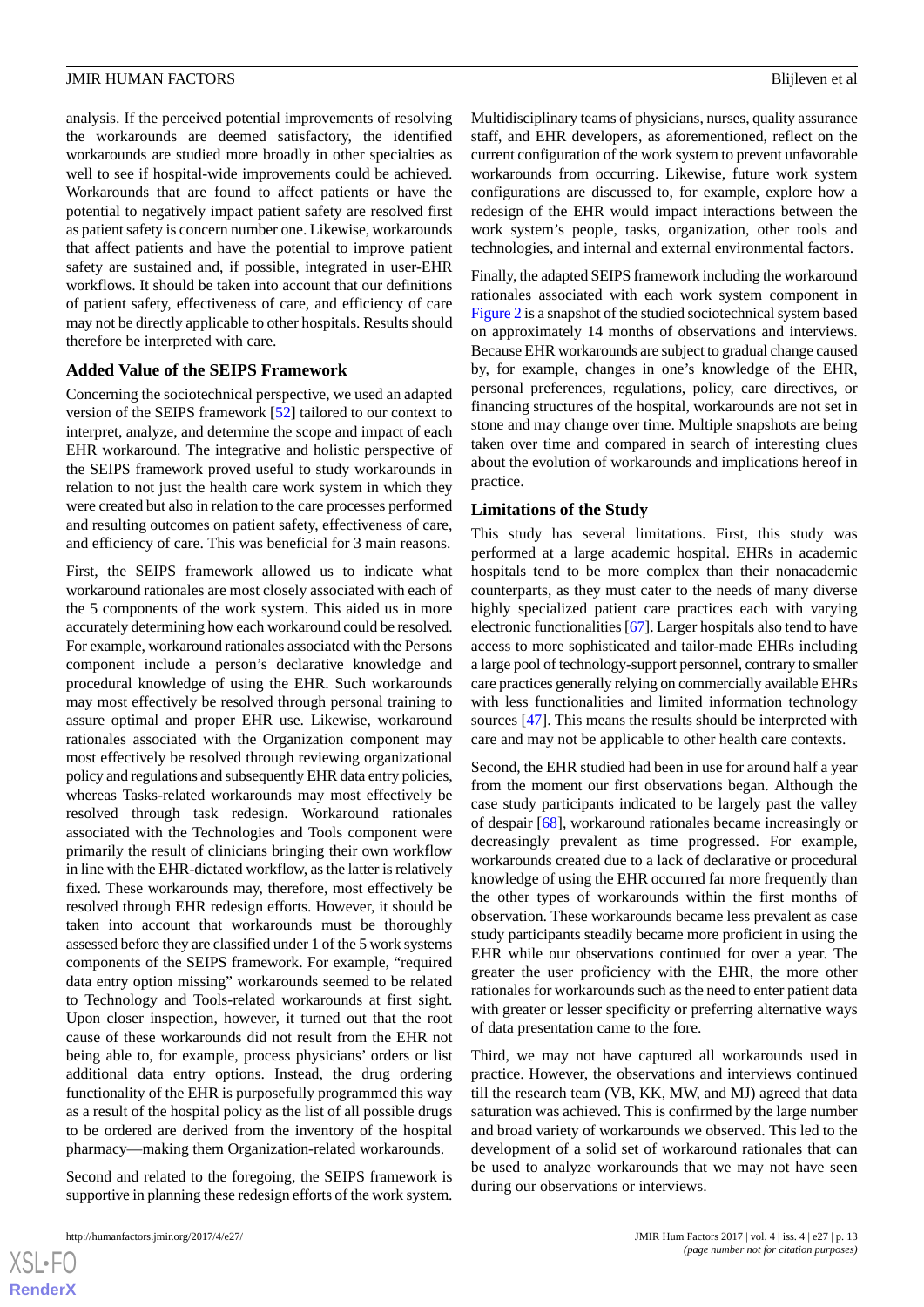analysis. If the perceived potential improvements of resolving the workarounds are deemed satisfactory, the identified workarounds are studied more broadly in other specialties as well to see if hospital-wide improvements could be achieved. Workarounds that are found to affect patients or have the potential to negatively impact patient safety are resolved first as patient safety is concern number one. Likewise, workarounds that affect patients and have the potential to improve patient safety are sustained and, if possible, integrated in user-EHR workflows. It should be taken into account that our definitions of patient safety, effectiveness of care, and efficiency of care may not be directly applicable to other hospitals. Results should therefore be interpreted with care.

### Added Value of the SEIPS Framework

Concerning the sociotechnical perspective, we used an adapted version of the SEIPS framework [52] tailored to our context to interpret, analyze, and determine the scope and impact of each EHR workaround. The integrative and holistic perspective of the SEIPS framework proved useful to study workarounds in relation to not just the health care work system in which they were created but also in relation to the care processes performed and resulting outcomes on patient safety, effectiveness of care, and efficiency of care. This was beneficial for 3 main reasons.

First, the SEIPS framework allowed us to indicate what workaround rationales are most closely associated with each of the 5 components of the work system. This aided us in more accurately determining how each workaround could be resolved. For example, workaround rationales associated with the Persons component include a person's declarative knowledge and procedural knowledge of using the EHR. Such workarounds may most effectively be resolved through personal training to assure optimal and proper EHR use. Likewise, workaround rationales associated with the Organization component may most effectively be resolved through reviewing organizational policy and regulations and subsequently EHR data entry policies, whereas Tasks-related workarounds may most effectively be resolved through task redesign. Workaround rationales associated with the Technologies and Tools component were primarily the result of clinicians bringing their own workflow in line with the EHR-dictated workflow, as the latter is relatively fixed. These workarounds may, therefore, most effectively be resolved through EHR redesign efforts. However, it should be taken into account that workarounds must be thoroughly assessed before they are classified under 1 of the 5 work systems components of the SEIPS framework. For example, "required data entry option missing" workarounds seemed to be related to Technology and Tools-related workarounds at first sight. Upon closer inspection, however, it turned out that the root cause of these workarounds did not result from the EHR not being able to, for example, process physicians' orders or list additional data entry options. Instead, the drug ordering functionality of the EHR is purposefully programmed this way as a result of the hospital policy as the list of all possible drugs to be ordered are derived from the inventory of the hospital pharmacy—making them Organization-related workarounds.

Second and related to the foregoing, the SEIPS framework is supportive in planning these redesign efforts of the work system. Multidisciplinary teams of physicians, nurses, quality assurance staff, and EHR developers, as aforementioned, reflect on the current configuration of the work system to prevent unfavorable workarounds from occurring. Likewise, future work system configurations are discussed to, for example, explore how a redesign of the EHR would impact interactions between the work system's people, tasks, organization, other tools and technologies, and internal and external environmental factors.

Finally, the adapted SEIPS framework including the workaround rationales associated with each work system component in Figure 2 is a snapshot of the studied sociotechnical system based on approximately 14 months of observations and interviews. Because EHR workarounds are subject to gradual change caused by, for example, changes in one's knowledge of the EHR, personal preferences, regulations, policy, care directives, or financing structures of the hospital, workarounds are not set in stone and may change over time. Multiple snapshots are being taken over time and compared in search of interesting clues about the evolution of workarounds and implications hereof in practice.

### Limitations of the Study

This study has several limitations. First, this study was performed at a large academic hospital. EHRs in academic hospitals tend to be more complex than their nonacademic counterparts, as they must cater to the needs of many diverse highly specialized patient care practices each with varying electronic functionalities [67]. Larger hospitals also tend to have access to more sophisticated and tailor-made EHRs including a large pool of technology-support personnel, contrary to smaller care practices generally relying on commercially available EHRs with less functionalities and limited information technology sources [47]. This means the results should be interpreted with care and may not be applicable to other health care contexts.

Second, the EHR studied had been in use for around half a year from the moment our first observations began. Although the case study participants indicated to be largely past the valley of despair [68], workaround rationales became increasingly or decreasingly prevalent as time progressed. For example, workarounds created due to a lack of declarative or procedural knowledge of using the EHR occurred far more frequently than the other types of workarounds within the first months of observation. These workarounds became less prevalent as case study participants steadily became more proficient in using the EHR while our observations continued for over a year. The greater the user proficiency with the EHR, the more other rationales for workarounds such as the need to enter patient data with greater or lesser specificity or preferring alternative ways of data presentation came to the fore.

Third, we may not have captured all workarounds used in practice. However, the observations and interviews continued till the research team (VB, KK, MW, and MJ) agreed that data saturation was achieved. This is confirmed by the large number and broad variety of workarounds we observed. This led to the development of a solid set of workaround rationales that can be used to analyze workarounds that we may not have seen during our observations or interviews.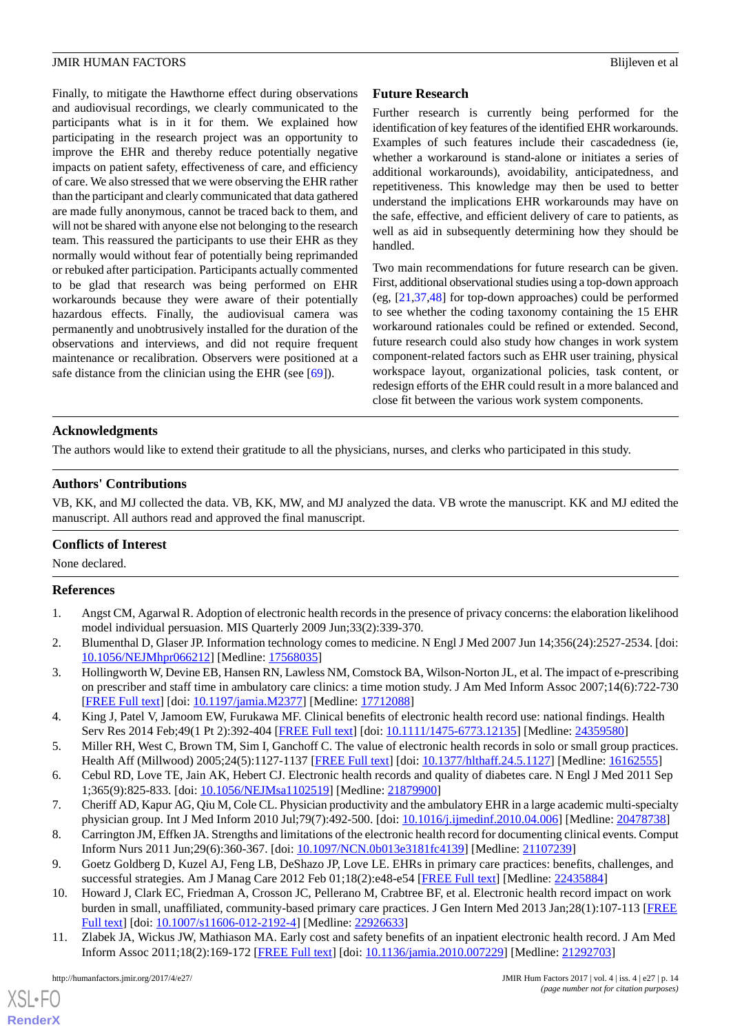Finally, to mitigate the Hawthorne effect during observations and audiovisual recordings, we clearly communicated to the participants what is in it for them. We explained how participating in the research project was an opportunity to improve the EHR and thereby reduce potentially negative impacts on patient safety, effectiveness of care, and efficiency of care. We also stressed that we were observing the EHR rather than the participant and clearly communicated that data gathered are made fully anonymous, cannot be traced back to them, and will not be shared with anyone else not belonging to the research team. This reassured the participants to use their EHR as they normally would without fear of potentially being reprimanded or rebuked after participation. Participants actually commented to be glad that research was being performed on EHR workarounds because they were aware of their potentially hazardous effects. Finally, the audiovisual camera was permanently and unobtrusively installed for the duration of the observations and interviews, and did not require frequent maintenance or recalibration. Observers were positioned at a safe distance from the clinician using the EHR (see [69]).

### Future Research

Further research is currently being performed for the identification of key features of the identified EHR workarounds. Examples of such features include their cascadedness (ie, whether a workaround is stand-alone or initiates a series of additional workarounds), avoidability, anticipatedness, and repetitiveness. This knowledge may then be used to better understand the implications EHR workarounds may have on the safe, effective, and efficient delivery of care to patients, as well as aid in subsequently determining how they should be handled.

Two main recommendations for future research can be given. First, additional observational studies using a top-down approach (eg, [21,37,48] for top-down approaches) could be performed to see whether the coding taxonomy containing the 15 EHR workaround rationales could be refined or extended. Second, future research could also study how changes in work system component-related factors such as EHR user training, physical workspace layout, organizational policies, task content, or redesign efforts of the EHR could result in a more balanced and close fit between the various work system components.

## Acknowledgments

The authors would like to extend their gratitude to all the physicians, nurses, and clerks who participated in this study.

## Authors' Contributions

VB, KK, and MJ collected the data. VB, KK, MW, and MJ analyzed the data. VB wrote the manuscript. KK and MJ edited the manuscript. All authors read and approved the final manuscript.

## Conflicts of Interest

None declared.

## References

1. Angst CM, Agarwal R. Adoption of electronic health records in the presence of privacy concerns: the elaboration likelihood model individual persuasion. MIS Quarterly 2009 Jun;33(2):339-370.
2. Blumenthal D, Glaser JP. Information technology comes to medicine. N Engl J Med 2007 Jun 14;356(24):2527-2534. [doi: 10.1056/NEJMhpr066212] [Medline: 17568035]
3. Hollingworth W, Devine EB, Hansen RN, Lawless NM, Comstock BA, Wilson-Norton JL, et al. The impact of e-prescribing on prescriber and staff time in ambulatory care clinics: a time motion study. J Am Med Inform Assoc 2007;14(6):722-730 [FREE Full text] [doi: 10.1197/jamia.M2377] [Medline: 17712088]
4. King J, Patel V, Jamoom EW, Furukawa MF. Clinical benefits of electronic health record use: national findings. Health Serv Res 2014 Feb;49(1 Pt 2):392-404 [FREE Full text] [doi: 10.1111/1475-6773.12135] [Medline: 24359580]
5. Miller RH, West C, Brown TM, Sim I, Ganchoff C. The value of electronic health records in solo or small group practices. Health Aff (Millwood) 2005;24(5):1127-1137 [FREE Full text] [doi: 10.1377/hlthaff.24.5.1127] [Medline: 16162555]
6. Cebul RD, Love TE, Jain AK, Hebert CJ. Electronic health records and quality of diabetes care. N Engl J Med 2011 Sep 1;365(9):825-833. [doi: 10.1056/NEJMsa1102519] [Medline: 21879900]
7. Cheriff AD, Kapur AG, Qiu M, Cole CL. Physician productivity and the ambulatory EHR in a large academic multi-specialty physician group. Int J Med Inform 2010 Jul;79(7):492-500. [doi: 10.1016/j.ijmedinf.2010.04.006] [Medline: 20478738]
8. Carrington JM, Effken JA. Strengths and limitations of the electronic health record for documenting clinical events. Comput Inform Nurs 2011 Jun;29(6):360-367. [doi: 10.1097/NCN.0b013e3181fc4139] [Medline: 21107239]
9. Goetz Goldberg D, Kuzel AJ, Feng LB, DeShazo JP, Love LE. EHRs in primary care practices: benefits, challenges, and successful strategies. Am J Manag Care 2012 Feb 01;18(2):e48-e54 [FREE Full text] [Medline: 22435884]
10. Howard J, Clark EC, Friedman A, Crosson JC, Pellerano M, Crabtree BF, et al. Electronic health record impact on work burden in small, unaffiliated, community-based primary care practices. J Gen Intern Med 2013 Jan;28(1):107-113 [FREE Full text] [doi: 10.1007/s11606-012-2192-4] [Medline: 22926633]
11. Zlabek JA, Wickus JW, Mathiason MA. Early cost and safety benefits of an inpatient electronic health record. J Am Med Inform Assoc 2011;18(2):169-172 [FREE Full text] [doi: 10.1136/jamia.2010.007229] [Medline: 21292703]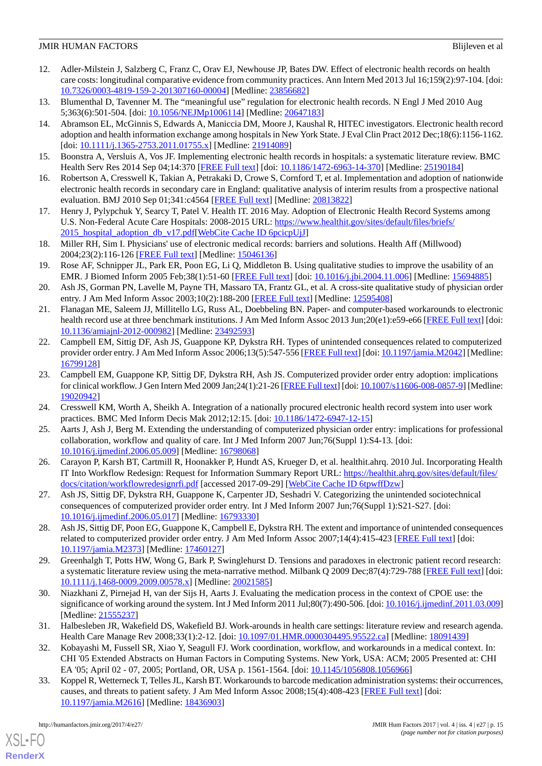12. Adler-Milstein J, Salzberg C, Franz C, Orav EJ, Newhouse JP, Bates DW. Effect of electronic health records on health care costs: longitudinal comparative evidence from community practices. Ann Intern Med 2013 Jul 16;159(2):97-104. [doi: 10.7326/0003-4819-159-2-201307160-00004] [Medline: 23856682]
13. Blumenthal D, Tavenner M. The "meaningful use" regulation for electronic health records. N Engl J Med 2010 Aug 5;363(6):501-504. [doi: 10.1056/NEJMp1006114] [Medline: 20647183]
14. Abramson EL, McGinnis S, Edwards A, Maniccia DM, Moore J, Kaushal R, HITEC investigators. Electronic health record adoption and health information exchange among hospitals in New York State. J Eval Clin Pract 2012 Dec;18(6):1156-1162. [doi: 10.1111/j.1365-2753.2011.01755.x] [Medline: 21914089]
15. Boonstra A, Versluis A, Vos JF. Implementing electronic health records in hospitals: a systematic literature review. BMC Health Serv Res 2014 Sep 04;14:370 [FREE Full text] [doi: 10.1186/1472-6963-14-370] [Medline: 25190184]
16. Robertson A, Cresswell K, Takian A, Petrakaki D, Crowe S, Cornford T, et al. Implementation and adoption of nationwide electronic health records in secondary care in England: qualitative analysis of interim results from a prospective national evaluation. BMJ 2010 Sep 01;341:c4564 [FREE Full text] [Medline: 20813822]
17. Henry J, Pylypchuk Y, Searcy T, Patel V. Health IT. 2016 May. Adoption of Electronic Health Record Systems among U.S. Non-Federal Acute Care Hospitals: 2008-2015 URL: https://www.healthit.gov/sites/default/files/briefs/2015_hospital_adoption_db_v17.pdf[WebCite Cache ID 6pcicpUjJ]
18. Miller RH, Sim I. Physicians' use of electronic medical records: barriers and solutions. Health Aff (Millwood) 2004;23(2):116-126 [FREE Full text] [Medline: 15046136]
19. Rose AF, Schnipper JL, Park ER, Poon EG, Li Q, Middleton B. Using qualitative studies to improve the usability of an EMR. J Biomed Inform 2005 Feb;38(1):51-60 [FREE Full text] [doi: 10.1016/j.jbi.2004.11.006] [Medline: 15694885]
20. Ash JS, Gorman PN, Lavelle M, Payne TH, Massaro TA, Frantz GL, et al. A cross-site qualitative study of physician order entry. J Am Med Inform Assoc 2003;10(2):188-200 [FREE Full text] [Medline: 12595408]
21. Flanagan ME, Saleem JJ, Millitello LG, Russ AL, Doebbeling BN. Paper- and computer-based workarounds to electronic health record use at three benchmark institutions. J Am Med Inform Assoc 2013 Jun;20(e1):e59-e66 [FREE Full text] [doi: 10.1136/amiajnl-2012-000982] [Medline: 23492593]
22. Campbell EM, Sittig DF, Ash JS, Guappone KP, Dykstra RH. Types of unintended consequences related to computerized provider order entry. J Am Med Inform Assoc 2006;13(5):547-556 [FREE Full text] [doi: 10.1197/jamia.M2042] [Medline: 16799128]
23. Campbell EM, Guappone KP, Sittig DF, Dykstra RH, Ash JS. Computerized provider order entry adoption: implications for clinical workflow. J Gen Intern Med 2009 Jan;24(1):21-26 [FREE Full text] [doi: 10.1007/s11606-008-0857-9] [Medline: 19020942]
24. Cresswell KM, Worth A, Sheikh A. Integration of a nationally procured electronic health record system into user work practices. BMC Med Inform Decis Mak 2012;12:15. [doi: 10.1186/1472-6947-12-15]
25. Aarts J, Ash J, Berg M. Extending the understanding of computerized physician order entry: implications for professional collaboration, workflow and quality of care. Int J Med Inform 2007 Jun;76(Suppl 1):S4-13. [doi: 10.1016/j.ijmedinf.2006.05.009] [Medline: 16798068]
26. Carayon P, Karsh BT, Cartmill R, Hoonakker P, Hundt AS, Krueger D, et al. healthit.ahrq. 2010 Jul. Incorporating Health IT Into Workflow Redesign: Request for Information Summary Report URL: https://healthit.ahrq.gov/sites/default/files/docs/citation/workflowredesignrfi.pdf [accessed 2017-09-29] [WebCite Cache ID 6tpwffDzw]
27. Ash JS, Sittig DF, Dykstra RH, Guappone K, Carpenter JD, Seshadri V. Categorizing the unintended sociotechnical consequences of computerized provider order entry. Int J Med Inform 2007 Jun;76(Suppl 1):S21-S27. [doi: 10.1016/j.ijmedinf.2006.05.017] [Medline: 16793330]
28. Ash JS, Sittig DF, Poon EG, Guappone K, Campbell E, Dykstra RH. The extent and importance of unintended consequences related to computerized provider order entry. J Am Med Inform Assoc 2007;14(4):415-423 [FREE Full text] [doi: 10.1197/jamia.M2373] [Medline: 17460127]
29. Greenhalgh T, Potts HW, Wong G, Bark P, Swinglehurst D. Tensions and paradoxes in electronic patient record research: a systematic literature review using the meta-narrative method. Milbank Q 2009 Dec;87(4):729-788 [FREE Full text] [doi: 10.1111/j.1468-0009.2009.00578.x] [Medline: 20021585]
30. Niazkhani Z, Pirnejad H, van der Sijs H, Aarts J. Evaluating the medication process in the context of CPOE use: the significance of working around the system. Int J Med Inform 2011 Jul;80(7):490-506. [doi: 10.1016/j.ijmedinf.2011.03.009] [Medline: 21555237]
31. Halbesleben JR, Wakefield DS, Wakefield BJ. Work-arounds in health care settings: literature review and research agenda. Health Care Manage Rev 2008;33(1):2-12. [doi: 10.1097/01.HMR.0000304495.95522.ca] [Medline: 18091439]
32. Kobayashi M, Fussell SR, Xiao Y, Seagull FJ. Work coordination, workflow, and workarounds in a medical context. In: CHI '05 Extended Abstracts on Human Factors in Computing Systems. New York, USA: ACM; 2005 Presented at: CHI EA '05; April 02 - 07, 2005; Portland, OR, USA p. 1561-1564. [doi: 10.1145/1056808.1056966]
33. Koppel R, Wetterneck T, Telles JL, Karsh BT. Workarounds to barcode medication administration systems: their occurrences, causes, and threats to patient safety. J Am Med Inform Assoc 2008;15(4):408-423 [FREE Full text] [doi: 10.1197/jamia.M2616] [Medline: 18436903]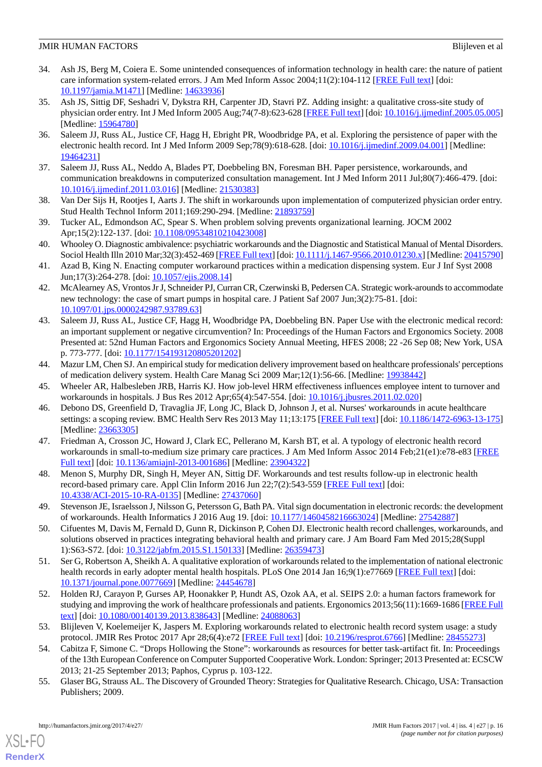34. Ash JS, Berg M, Coiera E. Some unintended consequences of information technology in health care: the nature of patient care information system-related errors. J Am Med Inform Assoc 2004;11(2):104-112 [FREE Full text] [doi: 10.1197/jamia.M1471] [Medline: 14633936]
35. Ash JS, Sittig DF, Seshadri V, Dykstra RH, Carpenter JD, Stavri PZ. Adding insight: a qualitative cross-site study of physician order entry. Int J Med Inform 2005 Aug;74(7-8):623-628 [FREE Full text] [doi: 10.1016/j.ijmedinf.2005.05.005] [Medline: 15964780]
36. Saleem JJ, Russ AL, Justice CF, Hagg H, Ebright PR, Woodbridge PA, et al. Exploring the persistence of paper with the electronic health record. Int J Med Inform 2009 Sep;78(9):618-628. [doi: 10.1016/j.ijmedinf.2009.04.001] [Medline: 19464231]
37. Saleem JJ, Russ AL, Neddo A, Blades PT, Doebbeling BN, Foresman BH. Paper persistence, workarounds, and communication breakdowns in computerized consultation management. Int J Med Inform 2011 Jul;80(7):466-479. [doi: 10.1016/j.ijmedinf.2011.03.016] [Medline: 21530383]
38. Van Der Sijs H, Rootjes I, Aarts J. The shift in workarounds upon implementation of computerized physician order entry. Stud Health Technol Inform 2011;169:290-294. [Medline: 21893759]
39. Tucker AL, Edmondson AC, Spear S. When problem solving prevents organizational learning. JOCM 2002 Apr;15(2):122-137. [doi: 10.1108/09534810210423008]
40. Whooley O. Diagnostic ambivalence: psychiatric workarounds and the Diagnostic and Statistical Manual of Mental Disorders. Sociol Health Illn 2010 Mar;32(3):452-469 [FREE Full text] [doi: 10.1111/j.1467-9566.2010.01230.x] [Medline: 20415790]
41. Azad B, King N. Enacting computer workaround practices within a medication dispensing system. Eur J Inf Syst 2008 Jun;17(3):264-278. [doi: 10.1057/ejis.2008.14]
42. McAlearney AS, Vrontos Jr J, Schneider PJ, Curran CR, Czerwinski B, Pedersen CA. Strategic work-arounds to accommodate new technology: the case of smart pumps in hospital care. J Patient Saf 2007 Jun;3(2):75-81. [doi: 10.1097/01.jps.0000242987.93789.63]
43. Saleem JJ, Russ AL, Justice CF, Hagg H, Woodbridge PA, Doebbeling BN. Paper Use with the electronic medical record: an important supplement or negative circumvention? In: Proceedings of the Human Factors and Ergonomics Society. 2008 Presented at: 52nd Human Factors and Ergonomics Society Annual Meeting, HFES 2008; 22 -26 Sep 08; New York, USA p. 773-777. [doi: 10.1177/154193120805201202]
44. Mazur LM, Chen SJ. An empirical study for medication delivery improvement based on healthcare professionals' perceptions of medication delivery system. Health Care Manag Sci 2009 Mar;12(1):56-66. [Medline: 19938442]
45. Wheeler AR, Halbesleben JRB, Harris KJ. How job-level HRM effectiveness influences employee intent to turnover and workarounds in hospitals. J Bus Res 2012 Apr;65(4):547-554. [doi: 10.1016/j.jbusres.2011.02.020]
46. Debono DS, Greenfield D, Travaglia JF, Long JC, Black D, Johnson J, et al. Nurses' workarounds in acute healthcare settings: a scoping review. BMC Health Serv Res 2013 May 11;13:175 [FREE Full text] [doi: 10.1186/1472-6963-13-175] [Medline: 23663305]
47. Friedman A, Crosson JC, Howard J, Clark EC, Pellerano M, Karsh BT, et al. A typology of electronic health record workarounds in small-to-medium size primary care practices. J Am Med Inform Assoc 2014 Feb;21(e1):e78-e83 [FREE Full text] [doi: 10.1136/amiajnl-2013-001686] [Medline: 23904322]
48. Menon S, Murphy DR, Singh H, Meyer AN, Sittig DF. Workarounds and test results follow-up in electronic health record-based primary care. Appl Clin Inform 2016 Jun 22;7(2):543-559 [FREE Full text] [doi: 10.4338/ACI-2015-10-RA-0135] [Medline: 27437060]
49. Stevenson JE, Israelsson J, Nilsson G, Petersson G, Bath PA. Vital sign documentation in electronic records: the development of workarounds. Health Informatics J 2016 Aug 19. [doi: 10.1177/1460458216663024] [Medline: 27542887]
50. Cifuentes M, Davis M, Fernald D, Gunn R, Dickinson P, Cohen DJ. Electronic health record challenges, workarounds, and solutions observed in practices integrating behavioral health and primary care. J Am Board Fam Med 2015;28(Suppl 1):S63-S72. [doi: 10.3122/jabfm.2015.S1.150133] [Medline: 26359473]
51. Ser G, Robertson A, Sheikh A. A qualitative exploration of workarounds related to the implementation of national electronic health records in early adopter mental health hospitals. PLoS One 2014 Jan 16;9(1):e77669 [FREE Full text] [doi: 10.1371/journal.pone.0077669] [Medline: 24454678]
52. Holden RJ, Carayon P, Gurses AP, Hoonakker P, Hundt AS, Ozok AA, et al. SEIPS 2.0: a human factors framework for studying and improving the work of healthcare professionals and patients. Ergonomics 2013;56(11):1669-1686 [FREE Full text] [doi: 10.1080/00140139.2013.838643] [Medline: 24088063]
53. Blijleven V, Koelemeijer K, Jaspers M. Exploring workarounds related to electronic health record system usage: a study protocol. JMIR Res Protoc 2017 Apr 28;6(4):e72 [FREE Full text] [doi: 10.2196/resprot.6766] [Medline: 28455273]
54. Cabitza F, Simone C. "Drops Hollowing the Stone": workarounds as resources for better task-artifact fit. In: Proceedings of the 13th European Conference on Computer Supported Cooperative Work. London: Springer; 2013 Presented at: ECSCW 2013; 21-25 September 2013; Paphos, Cyprus p. 103-122.
55. Glaser BG, Strauss AL. The Discovery of Grounded Theory: Strategies for Qualitative Research. Chicago, USA: Transaction Publishers; 2009.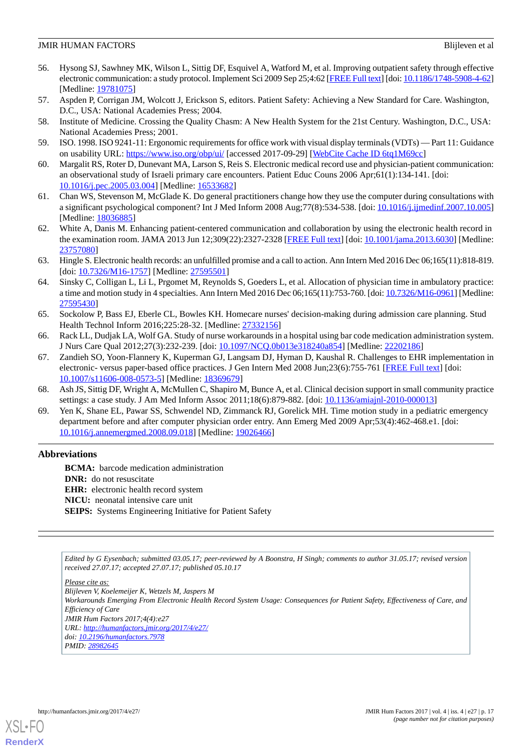56. Hysong SJ, Sawhney MK, Wilson L, Sittig DF, Esquivel A, Watford M, et al. Improving outpatient safety through effective electronic communication: a study protocol. Implement Sci 2009 Sep 25;4:62 [FREE Full text] [doi: 10.1186/1748-5908-4-62] [Medline: 19781075]
57. Aspden P, Corrigan JM, Wolcott J, Erickson S, editors. Patient Safety: Achieving a New Standard for Care. Washington, D.C., USA: National Academies Press; 2004.
58. Institute of Medicine. Crossing the Quality Chasm: A New Health System for the 21st Century. Washington, D.C., USA: National Academies Press; 2001.
59. ISO. 1998. ISO 9241-11: Ergonomic requirements for office work with visual display terminals (VDTs) — Part 11: Guidance on usability URL: https://www.iso.org/obp/ui/ [accessed 2017-09-29] [WebCite Cache ID 6tq1M69cc]
60. Margalit RS, Roter D, Dunevant MA, Larson S, Reis S. Electronic medical record use and physician-patient communication: an observational study of Israeli primary care encounters. Patient Educ Couns 2006 Apr;61(1):134-141. [doi: 10.1016/j.pec.2005.03.004] [Medline: 16533682]
61. Chan WS, Stevenson M, McGlade K. Do general practitioners change how they use the computer during consultations with a significant psychological component? Int J Med Inform 2008 Aug;77(8):534-538. [doi: 10.1016/j.ijmedinf.2007.10.005] [Medline: 18036885]
62. White A, Danis M. Enhancing patient-centered communication and collaboration by using the electronic health record in the examination room. JAMA 2013 Jun 12;309(22):2327-2328 [FREE Full text] [doi: 10.1001/jama.2013.6030] [Medline: 23757080]
63. Hingle S. Electronic health records: an unfulfilled promise and a call to action. Ann Intern Med 2016 Dec 06;165(11):818-819. [doi: 10.7326/M16-1757] [Medline: 27595501]
64. Sinsky C, Colligan L, Li L, Prgomet M, Reynolds S, Goeders L, et al. Allocation of physician time in ambulatory practice: a time and motion study in 4 specialties. Ann Intern Med 2016 Dec 06;165(11):753-760. [doi: 10.7326/M16-0961] [Medline: 27595430]
65. Sockolow P, Bass EJ, Eberle CL, Bowles KH. Homecare nurses' decision-making during admission care planning. Stud Health Technol Inform 2016;225:28-32. [Medline: 27332156]
66. Rack LL, Dudjak LA, Wolf GA. Study of nurse workarounds in a hospital using bar code medication administration system. J Nurs Care Qual 2012;27(3):232-239. [doi: 10.1097/NCQ.0b013e318240a854] [Medline: 22202186]
67. Zandieh SO, Yoon-Flannery K, Kuperman GJ, Langsam DJ, Hyman D, Kaushal R. Challenges to EHR implementation in electronic- versus paper-based office practices. J Gen Intern Med 2008 Jun;23(6):755-761 [FREE Full text] [doi: 10.1007/s11606-008-0573-5] [Medline: 18369679]
68. Ash JS, Sittig DF, Wright A, McMullen C, Shapiro M, Bunce A, et al. Clinical decision support in small community practice settings: a case study. J Am Med Inform Assoc 2011;18(6):879-882. [doi: 10.1136/amiajnl-2010-000013]
69. Yen K, Shane EL, Pawar SS, Schwendel ND, Zimmanck RJ, Gorelick MH. Time motion study in a pediatric emergency department before and after computer physician order entry. Ann Emerg Med 2009 Apr;53(4):462-468.e1. [doi: 10.1016/j.annemergmed.2008.09.018] [Medline: 19026466]

## Abbreviations

**BCMA:** barcode medication administration
**DNR:** do not resuscitate
**EHR:** electronic health record system
**NICU:** neonatal intensive care unit
**SEIPS:** Systems Engineering Initiative for Patient Safety

*Edited by G Eysenbach; submitted 03.05.17; peer-reviewed by A Boonstra, H Singh; comments to author 31.05.17; revised version received 27.07.17; accepted 27.07.17; published 05.10.17*

*Please cite as:*
*Blijleven V, Koelemeijer K, Wetzels M, Jaspers M*
*Workarounds Emerging From Electronic Health Record System Usage: Consequences for Patient Safety, Effectiveness of Care, and Efficiency of Care*
*JMIR Hum Factors 2017;4(4):e27*
*URL: http://humanfactors.jmir.org/2017/4/e27/*
*doi: 10.2196/humanfactors.7978*
*PMID: 28982645*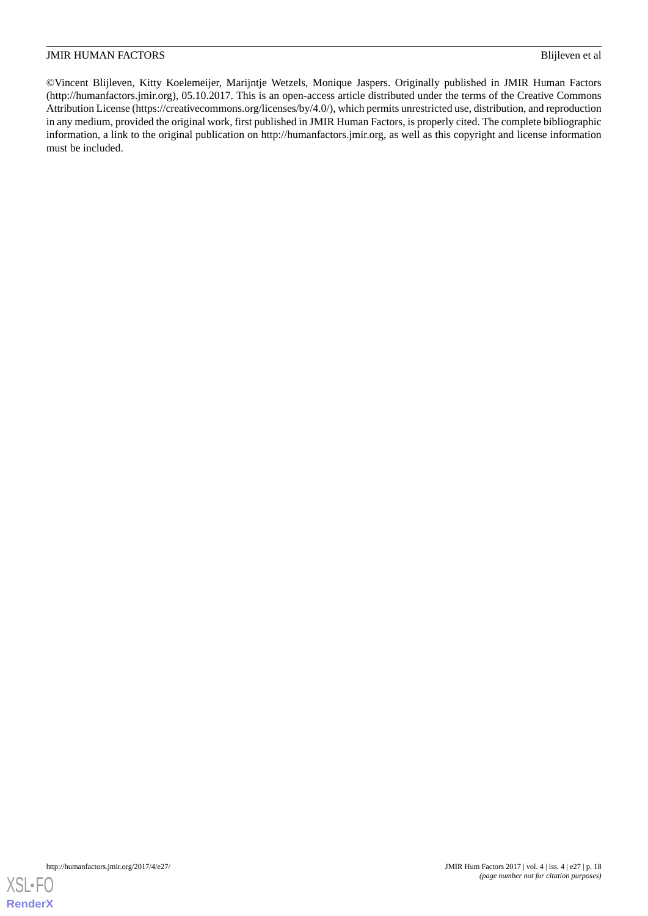©Vincent Blijleven, Kitty Koelemeijer, Marijntje Wetzels, Monique Jaspers. Originally published in JMIR Human Factors (http://humanfactors.jmir.org), 05.10.2017. This is an open-access article distributed under the terms of the Creative Commons Attribution License (https://creativecommons.org/licenses/by/4.0/), which permits unrestricted use, distribution, and reproduction in any medium, provided the original work, first published in JMIR Human Factors, is properly cited. The complete bibliographic information, a link to the original publication on http://humanfactors.jmir.org, as well as this copyright and license information must be included.